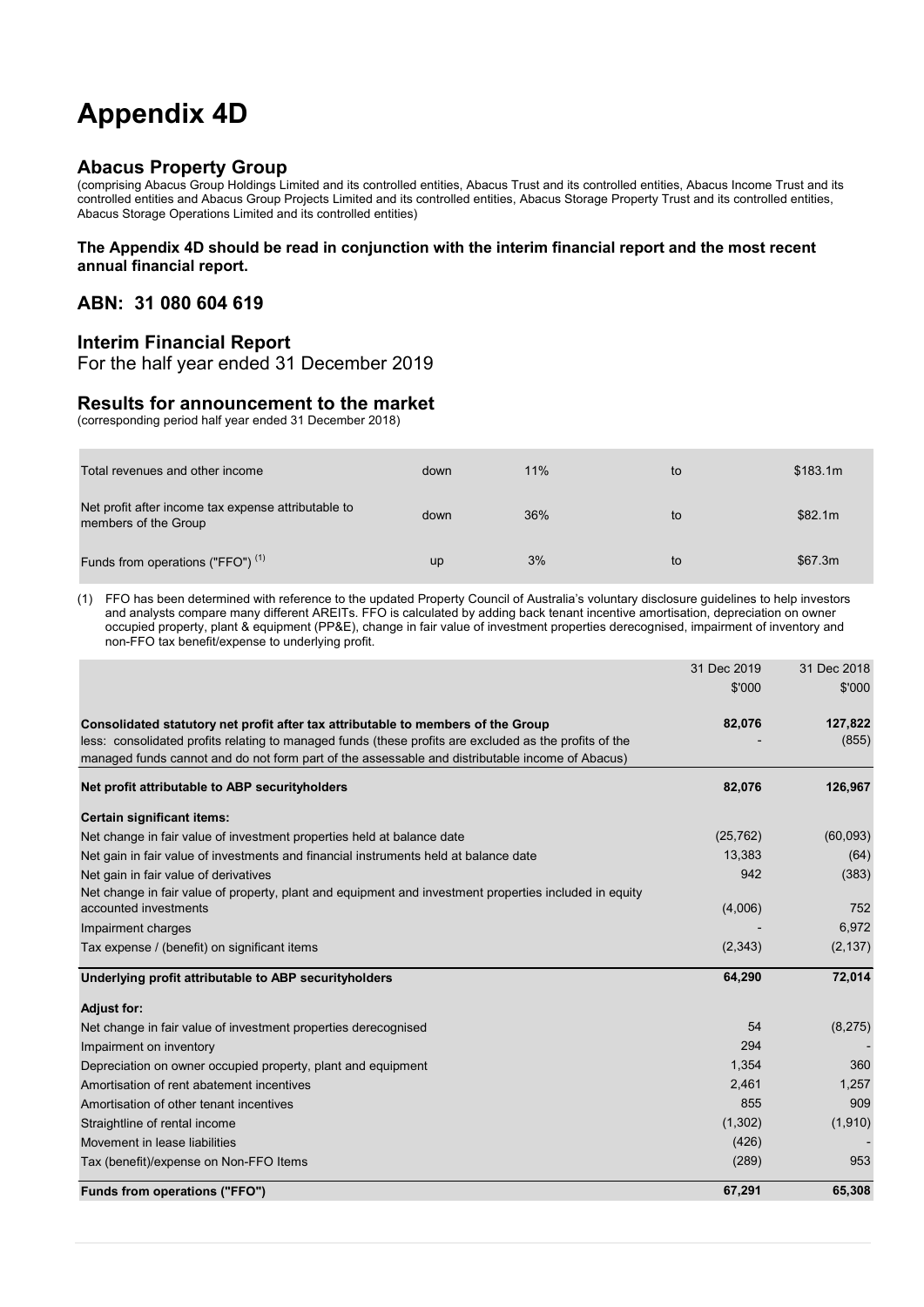# Appendix 4D

## Abacus Property Group

(comprising Abacus Group Holdings Limited and its controlled entities, Abacus Trust and its controlled entities, Abacus Income Trust and its controlled entities and Abacus Group Projects Limited and its controlled entities, Abacus Storage Property Trust and its controlled entities, Abacus Storage Operations Limited and its controlled entities)

**The Appendix 4D should be read in conjunction with the interim financial report and the most recent annual financial report.**

## ABN: 31 080 604 619

## Interim Financial Report

For the half year ended 31 December 2019

## Results for announcement to the market

(corresponding period half year ended 31 December 2018)

| | | | | |
|---|---|---|---|---|
| Total revenues and other income | down | 11% | to | $183.1m |
| Net profit after income tax expense attributable to members of the Group | down | 36% | to | $82.1m |
| Funds from operations ("FFO") (1) | up | 3% | to | $67.3m |

(1) FFO has been determined with reference to the updated Property Council of Australia's voluntary disclosure guidelines to help investors and analysts compare many different AREITs. FFO is calculated by adding back tenant incentive amortisation, depreciation on owner occupied property, plant & equipment (PP&E), change in fair value of investment properties derecognised, impairment of inventory and non-FFO tax benefit/expense to underlying profit.

| | 31 Dec 2019 $'000 | 31 Dec 2018 $'000 |
|---|---|---|
| **Consolidated statutory net profit after tax attributable to members of the Group** | **82,076** | **127,822** |
| less: consolidated profits relating to managed funds (these profits are excluded as the profits of the managed funds cannot and do not form part of the assessable and distributable income of Abacus) | - | (855) |
| **Net profit attributable to ABP securityholders** | **82,076** | **126,967** |
| **Certain significant items:** | | |
| Net change in fair value of investment properties held at balance date | (25,762) | (60,093) |
| Net gain in fair value of investments and financial instruments held at balance date | 13,383 | (64) |
| Net gain in fair value of derivatives | 942 | (383) |
| Net change in fair value of property, plant and equipment and investment properties included in equity accounted investments | (4,006) | 752 |
| Impairment charges | - | 6,972 |
| Tax expense / (benefit) on significant items | (2,343) | (2,137) |
| **Underlying profit attributable to ABP securityholders** | **64,290** | **72,014** |
| **Adjust for:** | | |
| Net change in fair value of investment properties derecognised | 54 | (8,275) |
| Impairment on inventory | 294 | - |
| Depreciation on owner occupied property, plant and equipment | 1,354 | 360 |
| Amortisation of rent abatement incentives | 2,461 | 1,257 |
| Amortisation of other tenant incentives | 855 | 909 |
| Straightline of rental income | (1,302) | (1,910) |
| Movement in lease liabilities | (426) | - |
| Tax (benefit)/expense on Non-FFO Items | (289) | 953 |
| **Funds from operations ("FFO")** | **67,291** | **65,308** |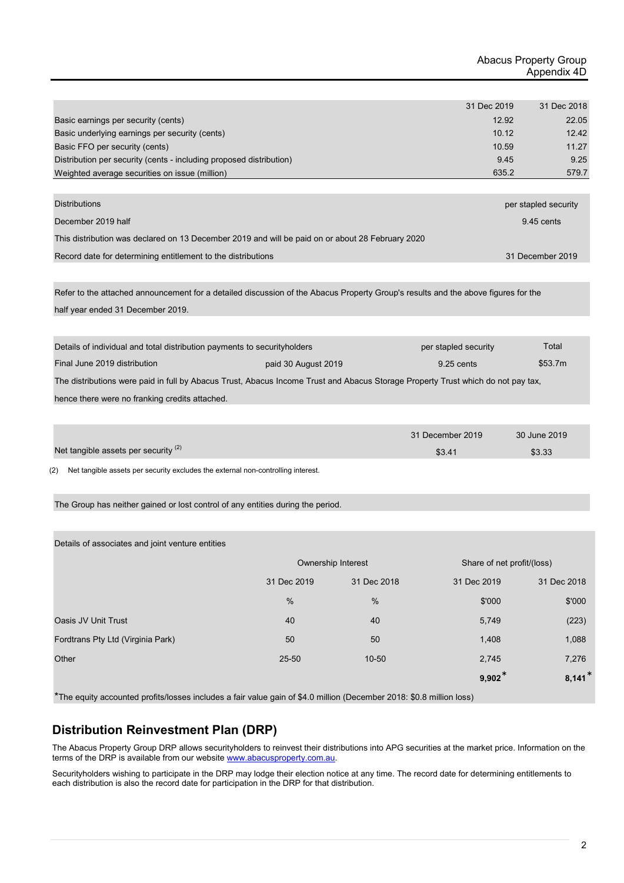| | 31 Dec 2019 | 31 Dec 2018 |
|---|---|---|
| Basic earnings per security (cents) | 12.92 | 22.05 |
| Basic underlying earnings per security (cents) | 10.12 | 12.42 |
| Basic FFO per security (cents) | 10.59 | 11.27 |
| Distribution per security (cents - including proposed distribution) | 9.45 | 9.25 |
| Weighted average securities on issue (million) | 635.2 | 579.7 |

| Distributions | per stapled security |
|---|---|
| December 2019 half | 9.45 cents |
| This distribution was declared on 13 December 2019 and will be paid on or about 28 February 2020 | |
| Record date for determining entitlement to the distributions | 31 December 2019 |

Refer to the attached announcement for a detailed discussion of the Abacus Property Group's results and the above figures for the half year ended 31 December 2019.

| Details of individual and total distribution payments to securityholders | | per stapled security | Total |
|---|---|---|---|
| Final June 2019 distribution | paid 30 August 2019 | 9.25 cents | $53.7m |

The distributions were paid in full by Abacus Trust, Abacus Income Trust and Abacus Storage Property Trust which do not pay tax, hence there were no franking credits attached.

| | 31 December 2019 | 30 June 2019 |
|---|---|---|
| Net tangible assets per security (2) | $3.41 | $3.33 |

(2) Net tangible assets per security excludes the external non-controlling interest.

The Group has neither gained or lost control of any entities during the period.

Details of associates and joint venture entities

| | Ownership Interest | | Share of net profit/(loss) | |
|---|---|---|---|---|
| | 31 Dec 2019 | 31 Dec 2018 | 31 Dec 2019 | 31 Dec 2018 |
| | % | % | $'000 | $'000 |
| Oasis JV Unit Trust | 40 | 40 | 5,749 | (223) |
| Fordtrans Pty Ltd (Virginia Park) | 50 | 50 | 1,408 | 1,088 |
| Other | 25-50 | 10-50 | 2,745 | 7,276 |
| | | | **9,902*** | **8,141*** |

*The equity accounted profits/losses includes a fair value gain of $4.0 million (December 2018: $0.8 million loss)

## Distribution Reinvestment Plan (DRP)

The Abacus Property Group DRP allows securityholders to reinvest their distributions into APG securities at the market price. Information on the terms of the DRP is available from our website www.abacusproperty.com.au.

Securityholders wishing to participate in the DRP may lodge their election notice at any time. The record date for determining entitlements to each distribution is also the record date for participation in the DRP for that distribution.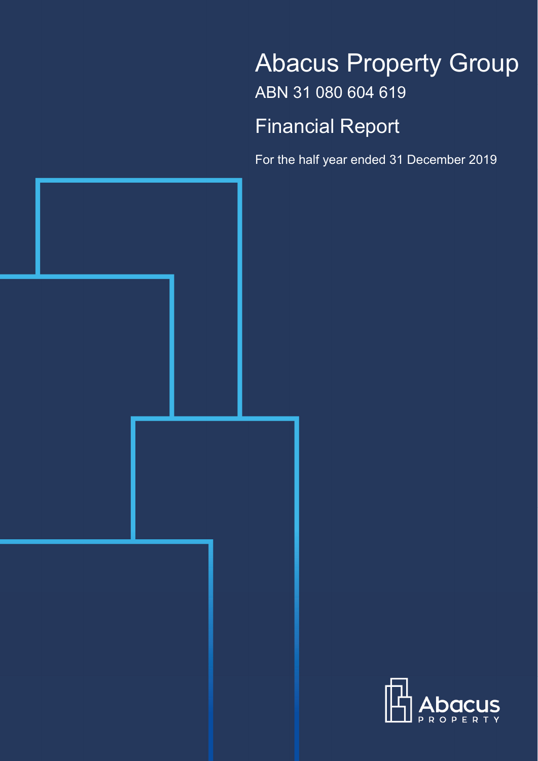# Abacus Property Group

ABN 31 080 604 619

## Financial Report

For the half year ended 31 December 2019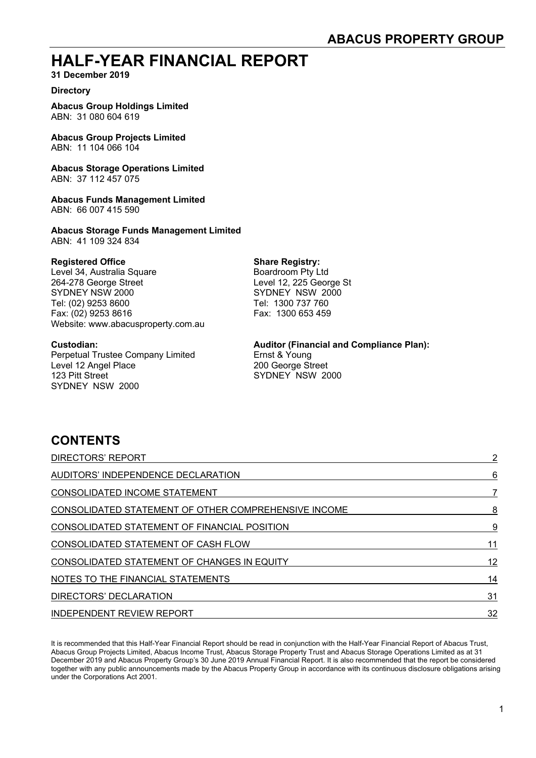# ABACUS PROPERTY GROUP

# HALF-YEAR FINANCIAL REPORT

**31 December 2019**

**Directory**

**Abacus Group Holdings Limited**
ABN: 31 080 604 619

**Abacus Group Projects Limited**
ABN: 11 104 066 104

**Abacus Storage Operations Limited**
ABN: 37 112 457 075

**Abacus Funds Management Limited**
ABN: 66 007 415 590

**Abacus Storage Funds Management Limited**
ABN: 41 109 324 834

**Registered Office**
Level 34, Australia Square
264-278 George Street
SYDNEY NSW 2000
Tel: (02) 9253 8600
Fax: (02) 9253 8616
Website: www.abacusproperty.com.au

**Share Registry:**
Boardroom Pty Ltd
Level 12, 225 George St
SYDNEY NSW 2000
Tel: 1300 737 760
Fax: 1300 653 459

**Custodian:**
Perpetual Trustee Company Limited
Level 12 Angel Place
123 Pitt Street
SYDNEY NSW 2000

**Auditor (Financial and Compliance Plan):**
Ernst & Young
200 George Street
SYDNEY NSW 2000

## CONTENTS

| | |
|---|---|
| DIRECTORS' REPORT | 2 |
| AUDITORS' INDEPENDENCE DECLARATION | 6 |
| CONSOLIDATED INCOME STATEMENT | 7 |
| CONSOLIDATED STATEMENT OF OTHER COMPREHENSIVE INCOME | 8 |
| CONSOLIDATED STATEMENT OF FINANCIAL POSITION | 9 |
| CONSOLIDATED STATEMENT OF CASH FLOW | 11 |
| CONSOLIDATED STATEMENT OF CHANGES IN EQUITY | 12 |
| NOTES TO THE FINANCIAL STATEMENTS | 14 |
| DIRECTORS' DECLARATION | 31 |
| INDEPENDENT REVIEW REPORT | 32 |

It is recommended that this Half-Year Financial Report should be read in conjunction with the Half-Year Financial Report of Abacus Trust, Abacus Group Projects Limited, Abacus Income Trust, Abacus Storage Property Trust and Abacus Storage Operations Limited as at 31 December 2019 and Abacus Property Group's 30 June 2019 Annual Financial Report. It is also recommended that the report be considered together with any public announcements made by the Abacus Property Group in accordance with its continuous disclosure obligations arising under the Corporations Act 2001.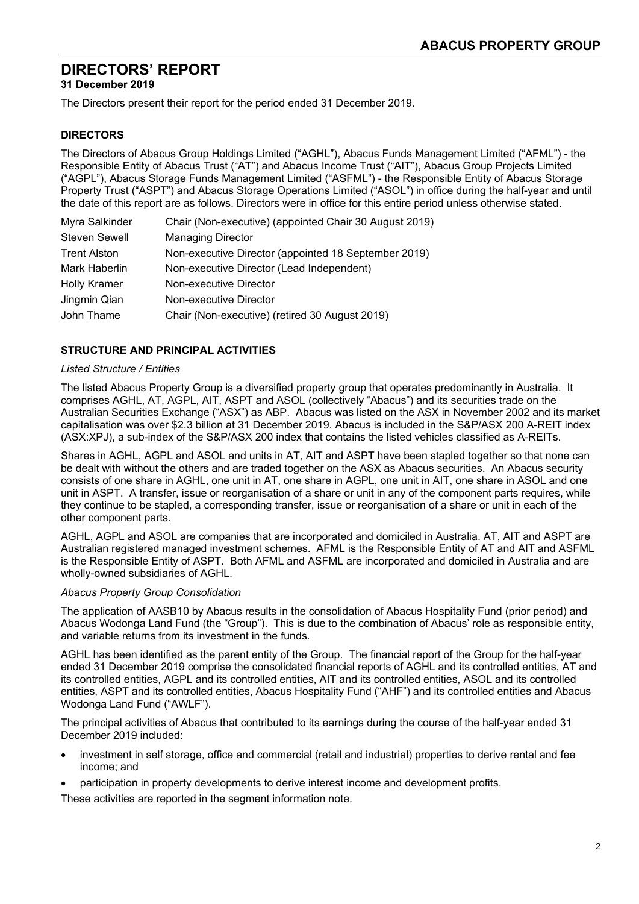# DIRECTORS' REPORT

**31 December 2019**

The Directors present their report for the period ended 31 December 2019.

## DIRECTORS

The Directors of Abacus Group Holdings Limited ("AGHL"), Abacus Funds Management Limited ("AFML") - the Responsible Entity of Abacus Trust ("AT") and Abacus Income Trust ("AIT"), Abacus Group Projects Limited ("AGPL"), Abacus Storage Funds Management Limited ("ASFML") - the Responsible Entity of Abacus Storage Property Trust ("ASPT") and Abacus Storage Operations Limited ("ASOL") in office during the half-year and until the date of this report are as follows. Directors were in office for this entire period unless otherwise stated.

| | |
|---|---|
| Myra Salkinder | Chair (Non-executive) (appointed Chair 30 August 2019) |
| Steven Sewell | Managing Director |
| Trent Alston | Non-executive Director (appointed 18 September 2019) |
| Mark Haberlin | Non-executive Director (Lead Independent) |
| Holly Kramer | Non-executive Director |
| Jingmin Qian | Non-executive Director |
| John Thame | Chair (Non-executive) (retired 30 August 2019) |

## STRUCTURE AND PRINCIPAL ACTIVITIES

*Listed Structure / Entities*

The listed Abacus Property Group is a diversified property group that operates predominantly in Australia. It comprises AGHL, AT, AGPL, AIT, ASPT and ASOL (collectively "Abacus") and its securities trade on the Australian Securities Exchange ("ASX") as ABP. Abacus was listed on the ASX in November 2002 and its market capitalisation was over $2.3 billion at 31 December 2019. Abacus is included in the S&P/ASX 200 A-REIT index (ASX:XPJ), a sub-index of the S&P/ASX 200 index that contains the listed vehicles classified as A-REITs.

Shares in AGHL, AGPL and ASOL and units in AT, AIT and ASPT have been stapled together so that none can be dealt with without the others and are traded together on the ASX as Abacus securities. An Abacus security consists of one share in AGHL, one unit in AT, one share in AGPL, one unit in AIT, one share in ASOL and one unit in ASPT. A transfer, issue or reorganisation of a share or unit in any of the component parts requires, while they continue to be stapled, a corresponding transfer, issue or reorganisation of a share or unit in each of the other component parts.

AGHL, AGPL and ASOL are companies that are incorporated and domiciled in Australia. AT, AIT and ASPT are Australian registered managed investment schemes. AFML is the Responsible Entity of AT and AIT and ASFML is the Responsible Entity of ASPT. Both AFML and ASFML are incorporated and domiciled in Australia and are wholly-owned subsidiaries of AGHL.

*Abacus Property Group Consolidation*

The application of AASB10 by Abacus results in the consolidation of Abacus Hospitality Fund (prior period) and Abacus Wodonga Land Fund (the "Group"). This is due to the combination of Abacus' role as responsible entity, and variable returns from its investment in the funds.

AGHL has been identified as the parent entity of the Group. The financial report of the Group for the half-year ended 31 December 2019 comprise the consolidated financial reports of AGHL and its controlled entities, AT and its controlled entities, AGPL and its controlled entities, AIT and its controlled entities, ASOL and its controlled entities, ASPT and its controlled entities, Abacus Hospitality Fund ("AHF") and its controlled entities and Abacus Wodonga Land Fund ("AWLF").

The principal activities of Abacus that contributed to its earnings during the course of the half-year ended 31 December 2019 included:

- investment in self storage, office and commercial (retail and industrial) properties to derive rental and fee income; and
- participation in property developments to derive interest income and development profits.

These activities are reported in the segment information note.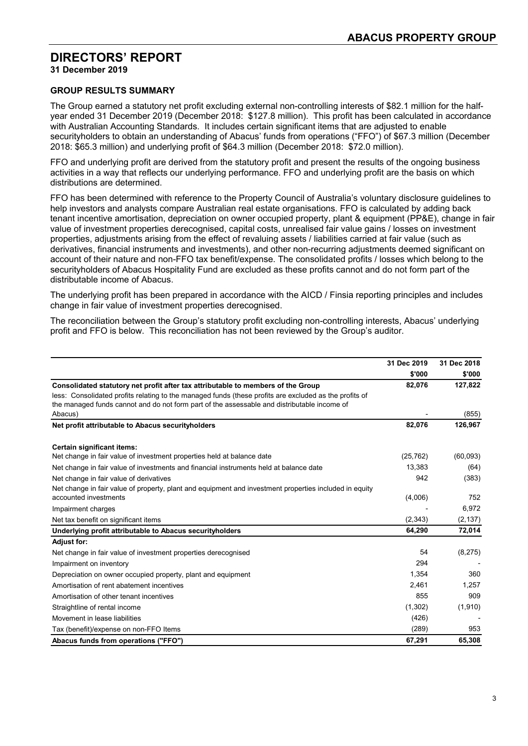# DIRECTORS' REPORT

**31 December 2019**

### GROUP RESULTS SUMMARY

The Group earned a statutory net profit excluding external non-controlling interests of $82.1 million for the half-year ended 31 December 2019 (December 2018: $127.8 million). This profit has been calculated in accordance with Australian Accounting Standards. It includes certain significant items that are adjusted to enable securityholders to obtain an understanding of Abacus' funds from operations ("FFO") of $67.3 million (December 2018: $65.3 million) and underlying profit of $64.3 million (December 2018: $72.0 million).

FFO and underlying profit are derived from the statutory profit and present the results of the ongoing business activities in a way that reflects our underlying performance. FFO and underlying profit are the basis on which distributions are determined.

FFO has been determined with reference to the Property Council of Australia's voluntary disclosure guidelines to help investors and analysts compare Australian real estate organisations. FFO is calculated by adding back tenant incentive amortisation, depreciation on owner occupied property, plant & equipment (PP&E), change in fair value of investment properties derecognised, capital costs, unrealised fair value gains / losses on investment properties, adjustments arising from the effect of revaluing assets / liabilities carried at fair value (such as derivatives, financial instruments and investments), and other non-recurring adjustments deemed significant on account of their nature and non-FFO tax benefit/expense. The consolidated profits / losses which belong to the securityholders of Abacus Hospitality Fund are excluded as these profits cannot and do not form part of the distributable income of Abacus.

The underlying profit has been prepared in accordance with the AICD / Finsia reporting principles and includes change in fair value of investment properties derecognised.

The reconciliation between the Group's statutory profit excluding non-controlling interests, Abacus' underlying profit and FFO is below. This reconciliation has not been reviewed by the Group's auditor.

| | 31 Dec 2019 | 31 Dec 2018 |
|---|---|---|
| | $'000 | $'000 |
| **Consolidated statutory net profit after tax attributable to members of the Group** | **82,076** | **127,822** |
| less: Consolidated profits relating to the managed funds (these profits are excluded as the profits of the managed funds cannot and do not form part of the assessable and distributable income of Abacus) | - | (855) |
| **Net profit attributable to Abacus securityholders** | **82,076** | **126,967** |
| | | |
| **Certain significant items:** | | |
| Net change in fair value of investment properties held at balance date | (25,762) | (60,093) |
| Net change in fair value of investments and financial instruments held at balance date | 13,383 | (64) |
| Net change in fair value of derivatives | 942 | (383) |
| Net change in fair value of property, plant and equipment and investment properties included in equity accounted investments | (4,006) | 752 |
| Impairment charges | - | 6,972 |
| Net tax benefit on significant items | (2,343) | (2,137) |
| **Underlying profit attributable to Abacus securityholders** | **64,290** | **72,014** |
| **Adjust for:** | | |
| Net change in fair value of investment properties derecognised | 54 | (8,275) |
| Impairment on inventory | 294 | - |
| Depreciation on owner occupied property, plant and equipment | 1,354 | 360 |
| Amortisation of rent abatement incentives | 2,461 | 1,257 |
| Amortisation of other tenant incentives | 855 | 909 |
| Straightline of rental income | (1,302) | (1,910) |
| Movement in lease liabilities | (426) | - |
| Tax (benefit)/expense on non-FFO Items | (289) | 953 |
| **Abacus funds from operations ("FFO")** | **67,291** | **65,308** |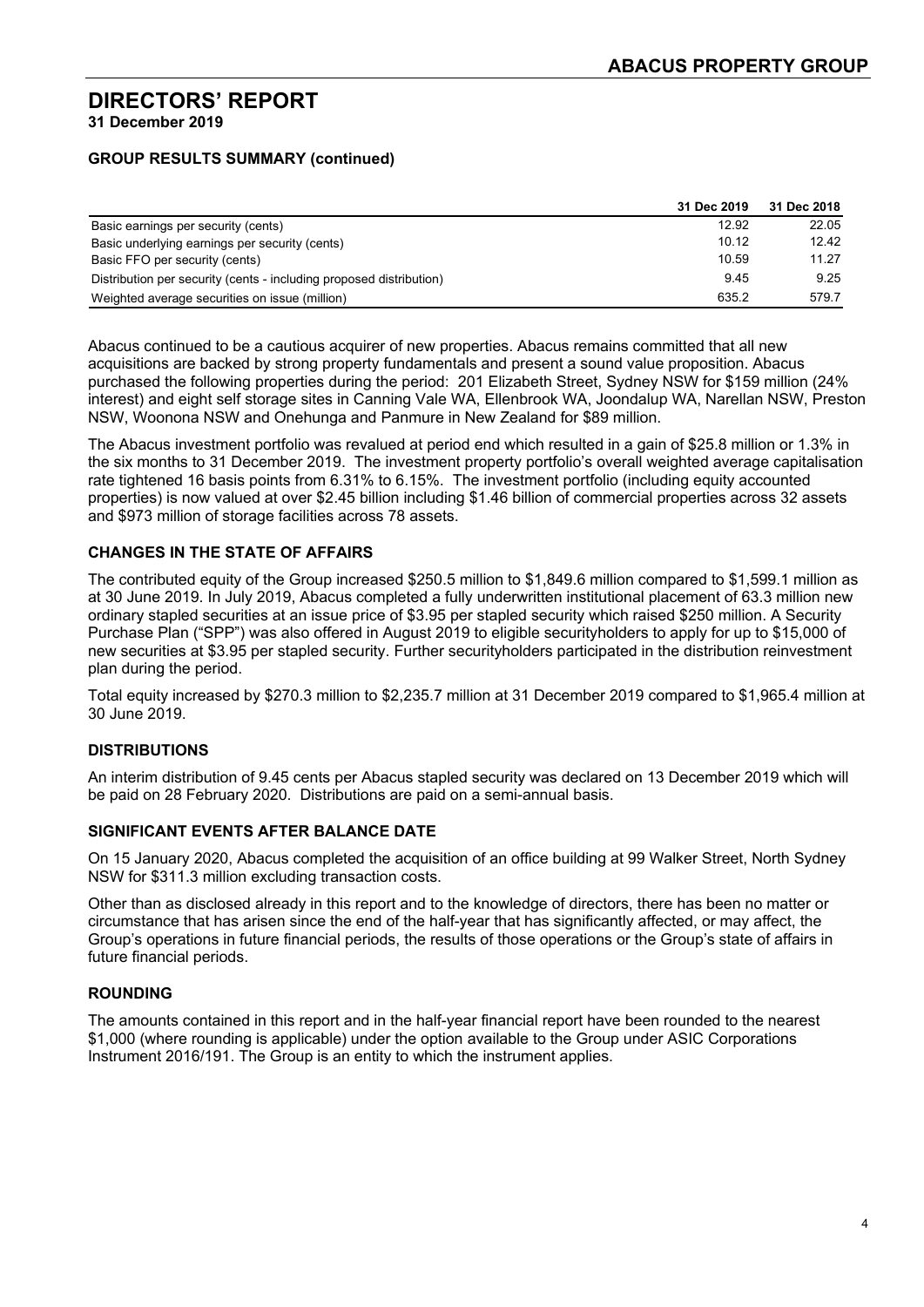# DIRECTORS' REPORT

**31 December 2019**

### GROUP RESULTS SUMMARY (continued)

| | 31 Dec 2019 | 31 Dec 2018 |
|---|---|---|
| Basic earnings per security (cents) | 12.92 | 22.05 |
| Basic underlying earnings per security (cents) | 10.12 | 12.42 |
| Basic FFO per security (cents) | 10.59 | 11.27 |
| Distribution per security (cents - including proposed distribution) | 9.45 | 9.25 |
| Weighted average securities on issue (million) | 635.2 | 579.7 |

Abacus continued to be a cautious acquirer of new properties. Abacus remains committed that all new acquisitions are backed by strong property fundamentals and present a sound value proposition. Abacus purchased the following properties during the period: 201 Elizabeth Street, Sydney NSW for $159 million (24% interest) and eight self storage sites in Canning Vale WA, Ellenbrook WA, Joondalup WA, Narellan NSW, Preston NSW, Woonona NSW and Onehunga and Panmure in New Zealand for $89 million.

The Abacus investment portfolio was revalued at period end which resulted in a gain of $25.8 million or 1.3% in the six months to 31 December 2019. The investment property portfolio's overall weighted average capitalisation rate tightened 16 basis points from 6.31% to 6.15%. The investment portfolio (including equity accounted properties) is now valued at over $2.45 billion including $1.46 billion of commercial properties across 32 assets and $973 million of storage facilities across 78 assets.

### CHANGES IN THE STATE OF AFFAIRS

The contributed equity of the Group increased $250.5 million to $1,849.6 million compared to $1,599.1 million as at 30 June 2019. In July 2019, Abacus completed a fully underwritten institutional placement of 63.3 million new ordinary stapled securities at an issue price of $3.95 per stapled security which raised $250 million. A Security Purchase Plan ("SPP") was also offered in August 2019 to eligible securityholders to apply for up to $15,000 of new securities at $3.95 per stapled security. Further securityholders participated in the distribution reinvestment plan during the period.

Total equity increased by $270.3 million to $2,235.7 million at 31 December 2019 compared to $1,965.4 million at 30 June 2019.

### DISTRIBUTIONS

An interim distribution of 9.45 cents per Abacus stapled security was declared on 13 December 2019 which will be paid on 28 February 2020. Distributions are paid on a semi-annual basis.

### SIGNIFICANT EVENTS AFTER BALANCE DATE

On 15 January 2020, Abacus completed the acquisition of an office building at 99 Walker Street, North Sydney NSW for $311.3 million excluding transaction costs.

Other than as disclosed already in this report and to the knowledge of directors, there has been no matter or circumstance that has arisen since the end of the half-year that has significantly affected, or may affect, the Group's operations in future financial periods, the results of those operations or the Group's state of affairs in future financial periods.

### ROUNDING

The amounts contained in this report and in the half-year financial report have been rounded to the nearest $1,000 (where rounding is applicable) under the option available to the Group under ASIC Corporations Instrument 2016/191. The Group is an entity to which the instrument applies.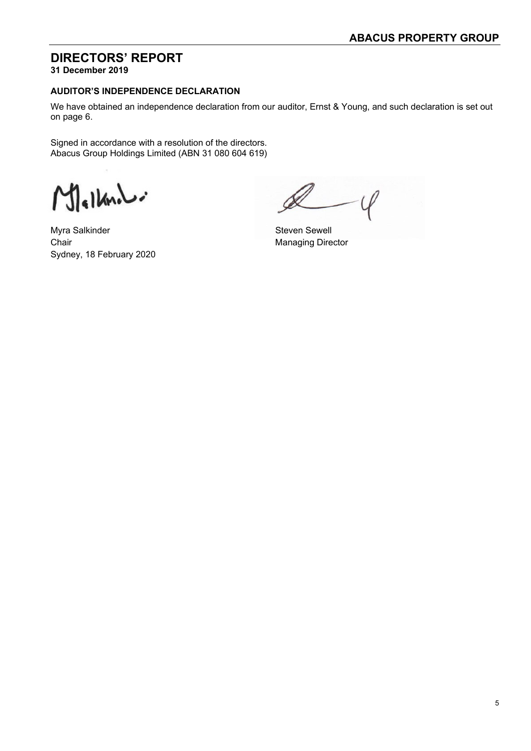# DIRECTORS' REPORT

**31 December 2019**

## AUDITOR'S INDEPENDENCE DECLARATION

We have obtained an independence declaration from our auditor, Ernst & Young, and such declaration is set out on page 6.

Signed in accordance with a resolution of the directors.
Abacus Group Holdings Limited (ABN 31 080 604 619)

Myra Salkinder
Chair
Sydney, 18 February 2020

Steven Sewell
Managing Director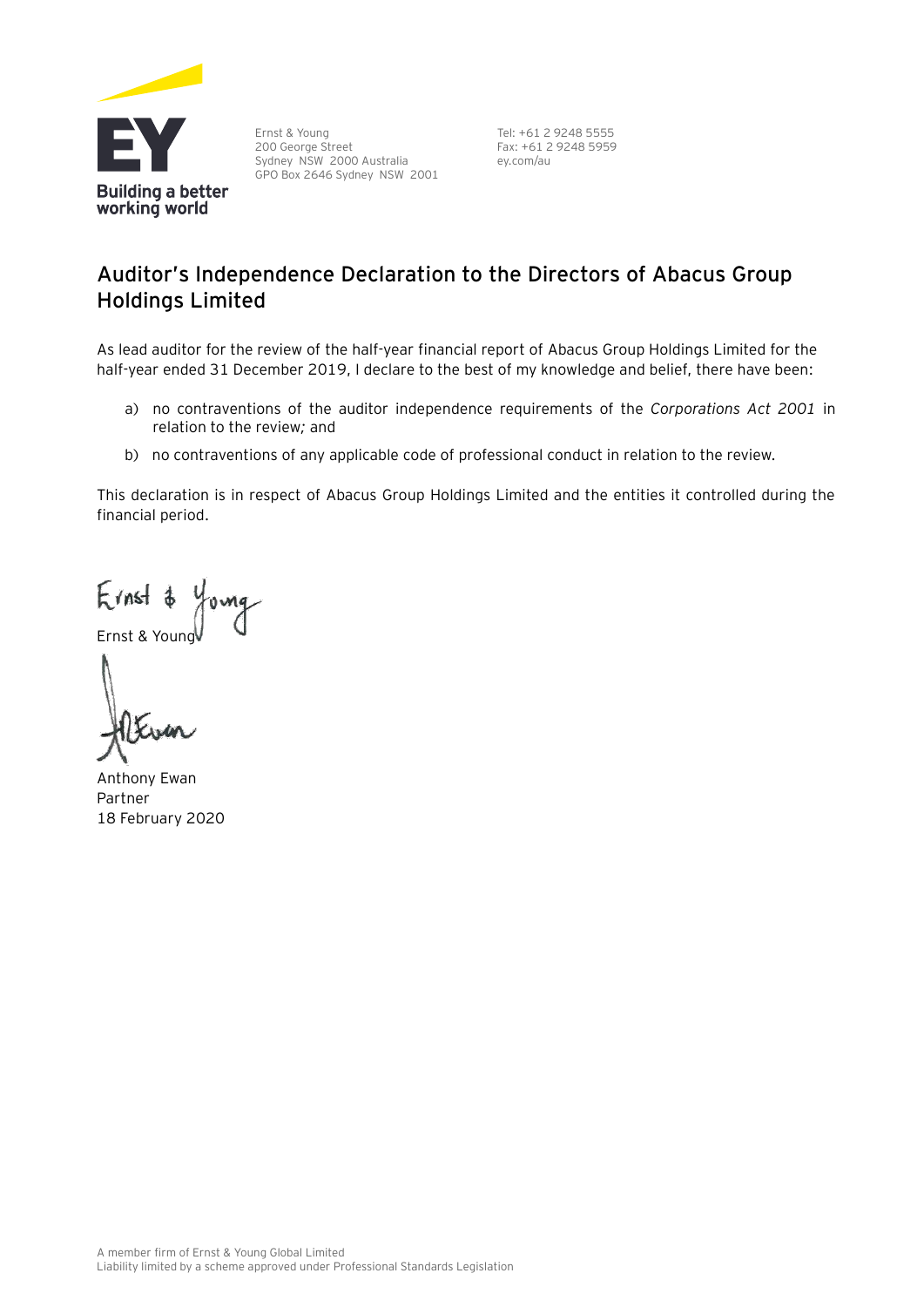Ernst & Young
200 George Street
Sydney NSW 2000 Australia
GPO Box 2646 Sydney NSW 2001

Tel: +61 2 9248 5555
Fax: +61 2 9248 5959
ey.com/au

## Auditor's Independence Declaration to the Directors of Abacus Group Holdings Limited

As lead auditor for the review of the half-year financial report of Abacus Group Holdings Limited for the half-year ended 31 December 2019, I declare to the best of my knowledge and belief, there have been:

a) no contraventions of the auditor independence requirements of the *Corporations Act 2001* in relation to the review; and

b) no contraventions of any applicable code of professional conduct in relation to the review.

This declaration is in respect of Abacus Group Holdings Limited and the entities it controlled during the financial period.

Ernst & Young

Anthony Ewan
Partner
18 February 2020

A member firm of Ernst & Young Global Limited
Liability limited by a scheme approved under Professional Standards Legislation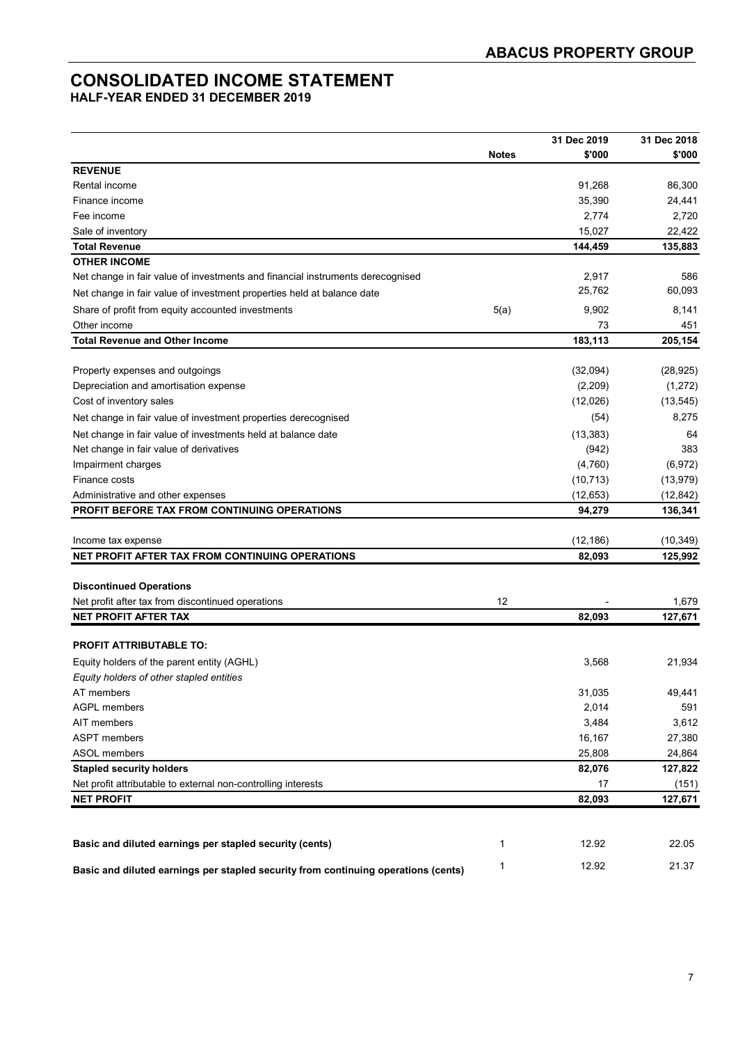# CONSOLIDATED INCOME STATEMENT

## HALF-YEAR ENDED 31 DECEMBER 2019

| | Notes | 31 Dec 2019 $'000 | 31 Dec 2018 $'000 |
|---|---|---|---|
| **REVENUE** | | | |
| Rental income | | 91,268 | 86,300 |
| Finance income | | 35,390 | 24,441 |
| Fee income | | 2,774 | 2,720 |
| Sale of inventory | | 15,027 | 22,422 |
| **Total Revenue** | | **144,459** | **135,883** |
| **OTHER INCOME** | | | |
| Net change in fair value of investments and financial instruments derecognised | | 2,917 | 586 |
| Net change in fair value of investment properties held at balance date | | 25,762 | 60,093 |
| Share of profit from equity accounted investments | 5(a) | 9,902 | 8,141 |
| Other income | | 73 | 451 |
| **Total Revenue and Other Income** | | **183,113** | **205,154** |
| | | | |
| Property expenses and outgoings | | (32,094) | (28,925) |
| Depreciation and amortisation expense | | (2,209) | (1,272) |
| Cost of inventory sales | | (12,026) | (13,545) |
| Net change in fair value of investment properties derecognised | | (54) | 8,275 |
| Net change in fair value of investments held at balance date | | (13,383) | 64 |
| Net change in fair value of derivatives | | (942) | 383 |
| Impairment charges | | (4,760) | (6,972) |
| Finance costs | | (10,713) | (13,979) |
| Administrative and other expenses | | (12,653) | (12,842) |
| **PROFIT BEFORE TAX FROM CONTINUING OPERATIONS** | | **94,279** | **136,341** |
| | | | |
| Income tax expense | | (12,186) | (10,349) |
| **NET PROFIT AFTER TAX FROM CONTINUING OPERATIONS** | | **82,093** | **125,992** |
| | | | |
| **Discontinued Operations** | | | |
| Net profit after tax from discontinued operations | 12 | - | 1,679 |
| **NET PROFIT AFTER TAX** | | **82,093** | **127,671** |
| | | | |
| **PROFIT ATTRIBUTABLE TO:** | | | |
| Equity holders of the parent entity (AGHL) | | 3,568 | 21,934 |
| *Equity holders of other stapled entities* | | | |
| AT members | | 31,035 | 49,441 |
| AGPL members | | 2,014 | 591 |
| AIT members | | 3,484 | 3,612 |
| ASPT members | | 16,167 | 27,380 |
| ASOL members | | 25,808 | 24,864 |
| **Stapled security holders** | | **82,076** | **127,822** |
| Net profit attributable to external non-controlling interests | | 17 | (151) |
| **NET PROFIT** | | **82,093** | **127,671** |
| | | | |
| **Basic and diluted earnings per stapled security (cents)** | 1 | 12.92 | 22.05 |
| **Basic and diluted earnings per stapled security from continuing operations (cents)** | 1 | 12.92 | 21.37 |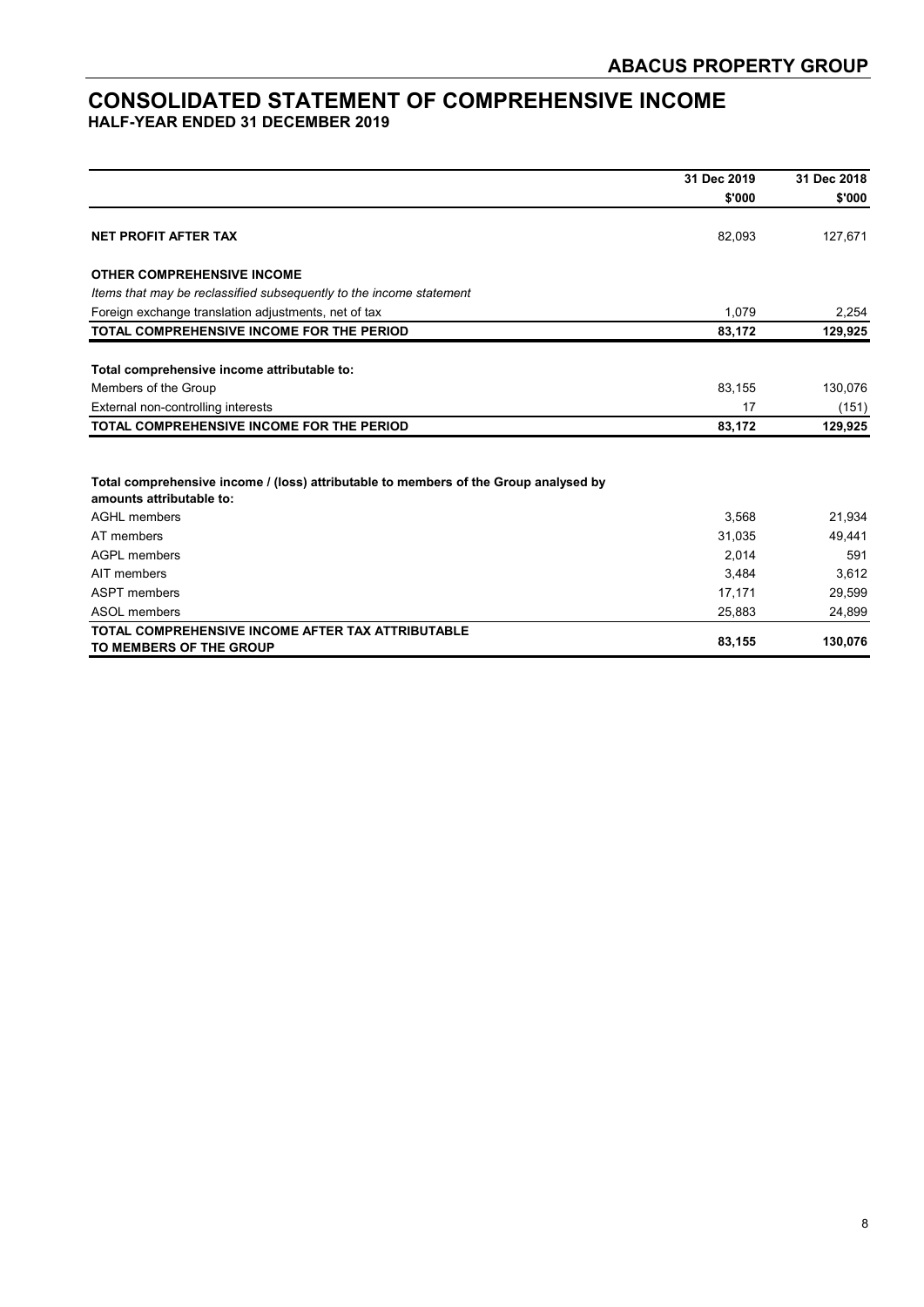# CONSOLIDATED STATEMENT OF COMPREHENSIVE INCOME

## HALF-YEAR ENDED 31 DECEMBER 2019

| | 31 Dec 2019 | 31 Dec 2018 |
|---|---|---|
| | $'000 | $'000 |
| **NET PROFIT AFTER TAX** | 82,093 | 127,671 |
| **OTHER COMPREHENSIVE INCOME** | | |
| *Items that may be reclassified subsequently to the income statement* | | |
| Foreign exchange translation adjustments, net of tax | 1,079 | 2,254 |
| **TOTAL COMPREHENSIVE INCOME FOR THE PERIOD** | **83,172** | **129,925** |
| **Total comprehensive income attributable to:** | | |
| Members of the Group | 83,155 | 130,076 |
| External non-controlling interests | 17 | (151) |
| **TOTAL COMPREHENSIVE INCOME FOR THE PERIOD** | **83,172** | **129,925** |
| **Total comprehensive income / (loss) attributable to members of the Group analysed by amounts attributable to:** | | |
| AGHL members | 3,568 | 21,934 |
| AT members | 31,035 | 49,441 |
| AGPL members | 2,014 | 591 |
| AIT members | 3,484 | 3,612 |
| ASPT members | 17,171 | 29,599 |
| ASOL members | 25,883 | 24,899 |
| **TOTAL COMPREHENSIVE INCOME AFTER TAX ATTRIBUTABLE TO MEMBERS OF THE GROUP** | **83,155** | **130,076** |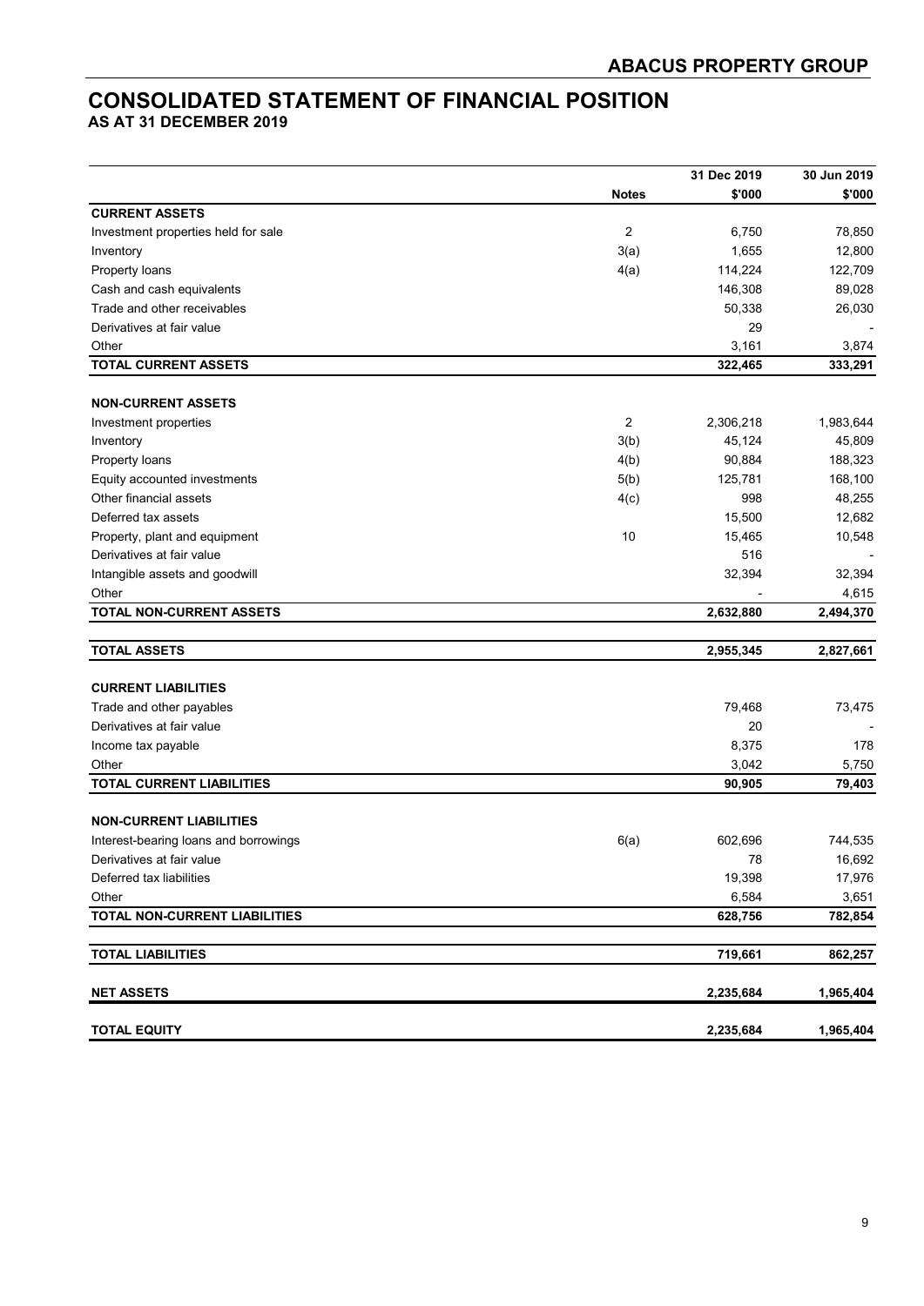# CONSOLIDATED STATEMENT OF FINANCIAL POSITION

**AS AT 31 DECEMBER 2019**

| | Notes | 31 Dec 2019 $'000 | 30 Jun 2019 $'000 |
|---|---|---|---|
| **CURRENT ASSETS** | | | |
| Investment properties held for sale | 2 | 6,750 | 78,850 |
| Inventory | 3(a) | 1,655 | 12,800 |
| Property loans | 4(a) | 114,224 | 122,709 |
| Cash and cash equivalents | | 146,308 | 89,028 |
| Trade and other receivables | | 50,338 | 26,030 |
| Derivatives at fair value | | 29 | - |
| Other | | 3,161 | 3,874 |
| **TOTAL CURRENT ASSETS** | | **322,465** | **333,291** |
| | | | |
| **NON-CURRENT ASSETS** | | | |
| Investment properties | 2 | 2,306,218 | 1,983,644 |
| Inventory | 3(b) | 45,124 | 45,809 |
| Property loans | 4(b) | 90,884 | 188,323 |
| Equity accounted investments | 5(b) | 125,781 | 168,100 |
| Other financial assets | 4(c) | 998 | 48,255 |
| Deferred tax assets | | 15,500 | 12,682 |
| Property, plant and equipment | 10 | 15,465 | 10,548 |
| Derivatives at fair value | | 516 | - |
| Intangible assets and goodwill | | 32,394 | 32,394 |
| Other | | - | 4,615 |
| **TOTAL NON-CURRENT ASSETS** | | **2,632,880** | **2,494,370** |
| | | | |
| **TOTAL ASSETS** | | **2,955,345** | **2,827,661** |
| | | | |
| **CURRENT LIABILITIES** | | | |
| Trade and other payables | | 79,468 | 73,475 |
| Derivatives at fair value | | 20 | - |
| Income tax payable | | 8,375 | 178 |
| Other | | 3,042 | 5,750 |
| **TOTAL CURRENT LIABILITIES** | | **90,905** | **79,403** |
| | | | |
| **NON-CURRENT LIABILITIES** | | | |
| Interest-bearing loans and borrowings | 6(a) | 602,696 | 744,535 |
| Derivatives at fair value | | 78 | 16,692 |
| Deferred tax liabilities | | 19,398 | 17,976 |
| Other | | 6,584 | 3,651 |
| **TOTAL NON-CURRENT LIABILITIES** | | **628,756** | **782,854** |
| | | | |
| **TOTAL LIABILITIES** | | **719,661** | **862,257** |
| | | | |
| **NET ASSETS** | | **2,235,684** | **1,965,404** |
| | | | |
| **TOTAL EQUITY** | | **2,235,684** | **1,965,404** |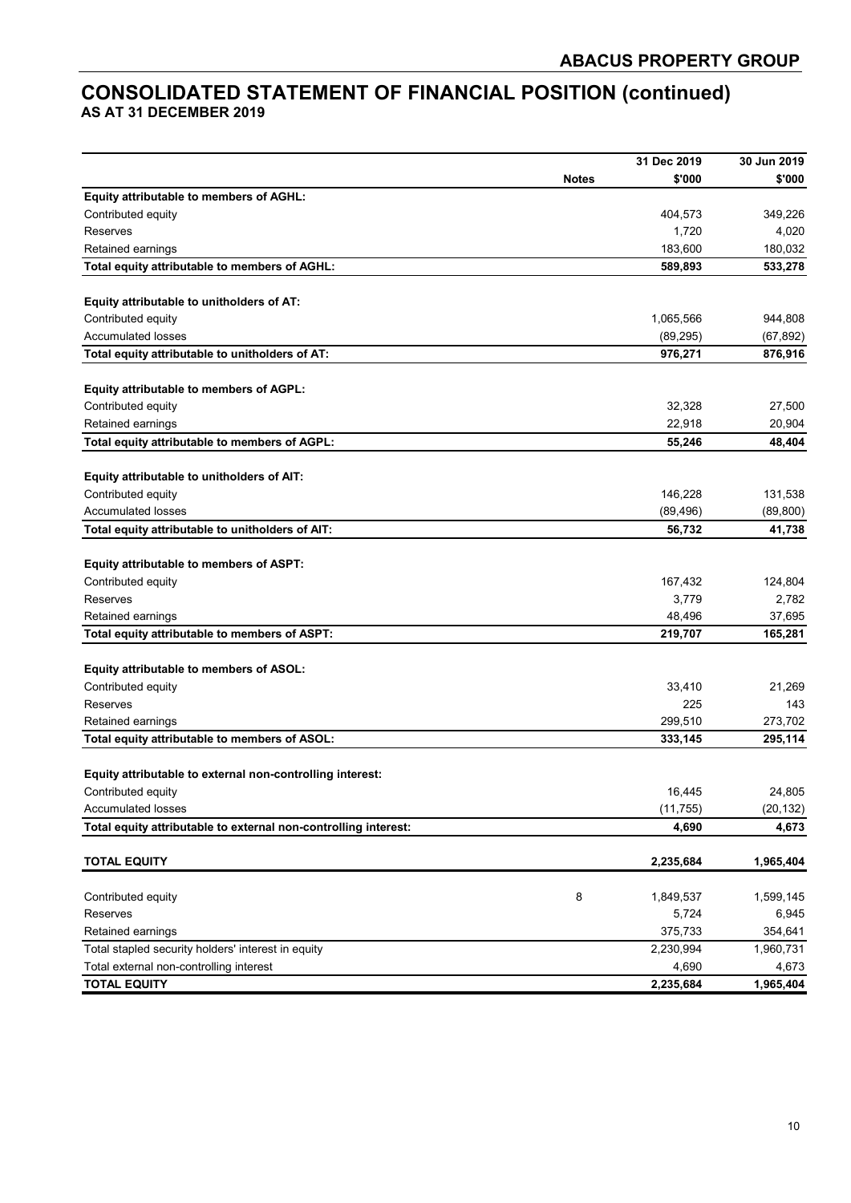# CONSOLIDATED STATEMENT OF FINANCIAL POSITION (continued)

**AS AT 31 DECEMBER 2019**

| | Notes | 31 Dec 2019 $'000 | 30 Jun 2019 $'000 |
|---|---|---|---|
| **Equity attributable to members of AGHL:** | | | |
| Contributed equity | | 404,573 | 349,226 |
| Reserves | | 1,720 | 4,020 |
| Retained earnings | | 183,600 | 180,032 |
| **Total equity attributable to members of AGHL:** | | **589,893** | **533,278** |
| | | | |
| **Equity attributable to unitholders of AT:** | | | |
| Contributed equity | | 1,065,566 | 944,808 |
| Accumulated losses | | (89,295) | (67,892) |
| **Total equity attributable to unitholders of AT:** | | **976,271** | **876,916** |
| | | | |
| **Equity attributable to members of AGPL:** | | | |
| Contributed equity | | 32,328 | 27,500 |
| Retained earnings | | 22,918 | 20,904 |
| **Total equity attributable to members of AGPL:** | | **55,246** | **48,404** |
| | | | |
| **Equity attributable to unitholders of AIT:** | | | |
| Contributed equity | | 146,228 | 131,538 |
| Accumulated losses | | (89,496) | (89,800) |
| **Total equity attributable to unitholders of AIT:** | | **56,732** | **41,738** |
| | | | |
| **Equity attributable to members of ASPT:** | | | |
| Contributed equity | | 167,432 | 124,804 |
| Reserves | | 3,779 | 2,782 |
| Retained earnings | | 48,496 | 37,695 |
| **Total equity attributable to members of ASPT:** | | **219,707** | **165,281** |
| | | | |
| **Equity attributable to members of ASOL:** | | | |
| Contributed equity | | 33,410 | 21,269 |
| Reserves | | 225 | 143 |
| Retained earnings | | 299,510 | 273,702 |
| **Total equity attributable to members of ASOL:** | | **333,145** | **295,114** |
| | | | |
| **Equity attributable to external non-controlling interest:** | | | |
| Contributed equity | | 16,445 | 24,805 |
| Accumulated losses | | (11,755) | (20,132) |
| **Total equity attributable to external non-controlling interest:** | | **4,690** | **4,673** |
| | | | |
| **TOTAL EQUITY** | | **2,235,684** | **1,965,404** |
| | | | |
| Contributed equity | 8 | 1,849,537 | 1,599,145 |
| Reserves | | 5,724 | 6,945 |
| Retained earnings | | 375,733 | 354,641 |
| Total stapled security holders' interest in equity | | 2,230,994 | 1,960,731 |
| Total external non-controlling interest | | 4,690 | 4,673 |
| **TOTAL EQUITY** | | **2,235,684** | **1,965,404** |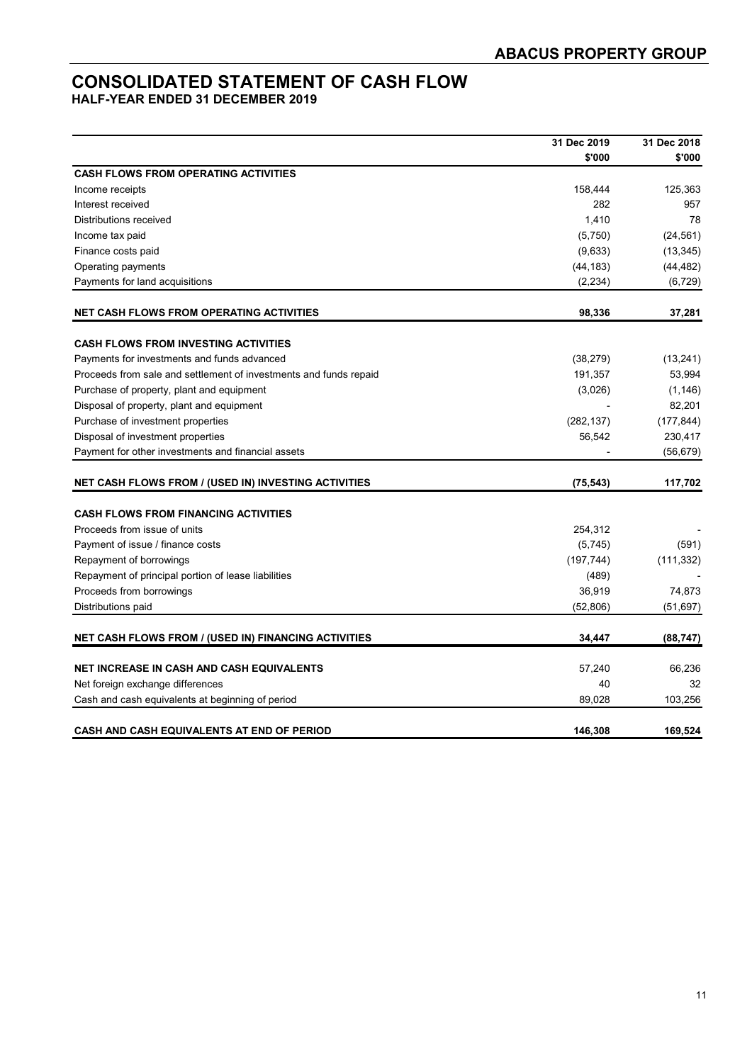# CONSOLIDATED STATEMENT OF CASH FLOW

## HALF-YEAR ENDED 31 DECEMBER 2019

| | 31 Dec 2019 | 31 Dec 2018 |
|---|---|---|
| | $'000 | $'000 |
| **CASH FLOWS FROM OPERATING ACTIVITIES** | | |
| Income receipts | 158,444 | 125,363 |
| Interest received | 282 | 957 |
| Distributions received | 1,410 | 78 |
| Income tax paid | (5,750) | (24,561) |
| Finance costs paid | (9,633) | (13,345) |
| Operating payments | (44,183) | (44,482) |
| Payments for land acquisitions | (2,234) | (6,729) |
| **NET CASH FLOWS FROM OPERATING ACTIVITIES** | **98,336** | **37,281** |
| **CASH FLOWS FROM INVESTING ACTIVITIES** | | |
| Payments for investments and funds advanced | (38,279) | (13,241) |
| Proceeds from sale and settlement of investments and funds repaid | 191,357 | 53,994 |
| Purchase of property, plant and equipment | (3,026) | (1,146) |
| Disposal of property, plant and equipment | - | 82,201 |
| Purchase of investment properties | (282,137) | (177,844) |
| Disposal of investment properties | 56,542 | 230,417 |
| Payment for other investments and financial assets | - | (56,679) |
| **NET CASH FLOWS FROM / (USED IN) INVESTING ACTIVITIES** | **(75,543)** | **117,702** |
| **CASH FLOWS FROM FINANCING ACTIVITIES** | | |
| Proceeds from issue of units | 254,312 | - |
| Payment of issue / finance costs | (5,745) | (591) |
| Repayment of borrowings | (197,744) | (111,332) |
| Repayment of principal portion of lease liabilities | (489) | - |
| Proceeds from borrowings | 36,919 | 74,873 |
| Distributions paid | (52,806) | (51,697) |
| **NET CASH FLOWS FROM / (USED IN) FINANCING ACTIVITIES** | **34,447** | **(88,747)** |
| **NET INCREASE IN CASH AND CASH EQUIVALENTS** | 57,240 | 66,236 |
| Net foreign exchange differences | 40 | 32 |
| Cash and cash equivalents at beginning of period | 89,028 | 103,256 |
| **CASH AND CASH EQUIVALENTS AT END OF PERIOD** | **146,308** | **169,524** |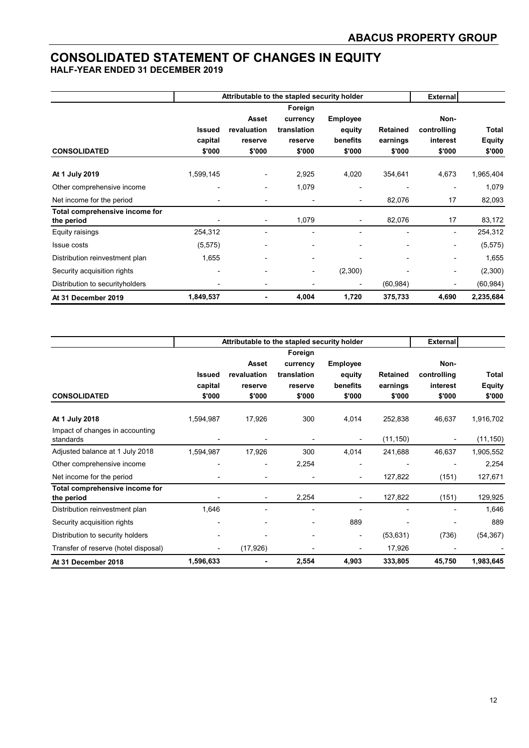# CONSOLIDATED STATEMENT OF CHANGES IN EQUITY

## HALF-YEAR ENDED 31 DECEMBER 2019

| | Attributable to the stapled security holder | | | | | External | |
|---|---|---|---|---|---|---|---|
| CONSOLIDATED | Issued capital $'000 | Asset revaluation reserve $'000 | Foreign currency translation reserve $'000 | Employee equity benefits $'000 | Retained earnings $'000 | Non-controlling interest $'000 | Total Equity $'000 |
| **At 1 July 2019** | 1,599,145 | - | 2,925 | 4,020 | 354,641 | 4,673 | 1,965,404 |
| Other comprehensive income | - | - | 1,079 | - | - | - | 1,079 |
| Net income for the period | - | - | - | - | 82,076 | 17 | 82,093 |
| **Total comprehensive income for the period** | - | - | 1,079 | - | 82,076 | 17 | 83,172 |
| Equity raisings | 254,312 | - | - | - | - | - | 254,312 |
| Issue costs | (5,575) | - | - | - | - | - | (5,575) |
| Distribution reinvestment plan | 1,655 | - | - | - | - | - | 1,655 |
| Security acquisition rights | - | - | - | (2,300) | - | - | (2,300) |
| Distribution to securityholders | - | - | - | - | (60,984) | - | (60,984) |
| **At 31 December 2019** | **1,849,537** | **-** | **4,004** | **1,720** | **375,733** | **4,690** | **2,235,684** |

| | Attributable to the stapled security holder | | | | | External | |
|---|---|---|---|---|---|---|---|
| CONSOLIDATED | Issued capital $'000 | Asset revaluation reserve $'000 | Foreign currency translation reserve $'000 | Employee equity benefits $'000 | Retained earnings $'000 | Non-controlling interest $'000 | Total Equity $'000 |
| **At 1 July 2018** | 1,594,987 | 17,926 | 300 | 4,014 | 252,838 | 46,637 | 1,916,702 |
| Impact of changes in accounting standards | - | - | - | - | (11,150) | - | (11,150) |
| Adjusted balance at 1 July 2018 | 1,594,987 | 17,926 | 300 | 4,014 | 241,688 | 46,637 | 1,905,552 |
| Other comprehensive income | - | - | 2,254 | - | - | - | 2,254 |
| Net income for the period | - | - | - | - | 127,822 | (151) | 127,671 |
| **Total comprehensive income for the period** | - | - | 2,254 | - | 127,822 | (151) | 129,925 |
| Distribution reinvestment plan | 1,646 | - | - | - | - | - | 1,646 |
| Security acquisition rights | - | - | - | 889 | - | - | 889 |
| Distribution to security holders | - | - | - | - | (53,631) | (736) | (54,367) |
| Transfer of reserve (hotel disposal) | - | (17,926) | - | - | 17,926 | - | - |
| **At 31 December 2018** | **1,596,633** | **-** | **2,554** | **4,903** | **333,805** | **45,750** | **1,983,645** |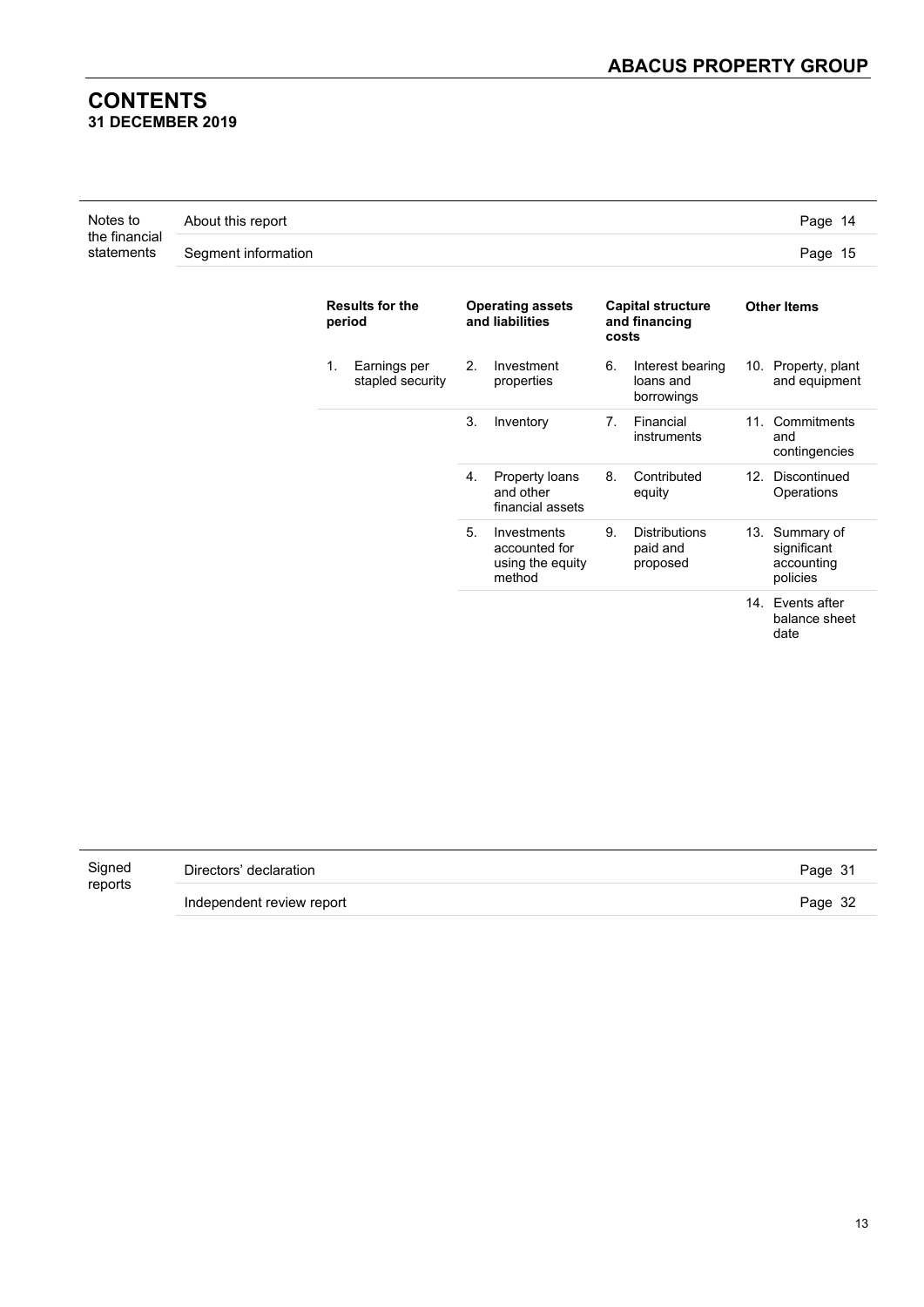# CONTENTS

**31 DECEMBER 2019**

| Notes to the financial statements | | |
|---|---|---|
| | About this report | Page 14 |
| | Segment information | Page 15 |

| Results for the period | Operating assets and liabilities | Capital structure and financing costs | Other Items |
|---|---|---|---|
| 1. Earnings per stapled security | 2. Investment properties | 6. Interest bearing loans and borrowings | 10. Property, plant and equipment |
| | 3. Inventory | 7. Financial instruments | 11. Commitments and contingencies |
| | 4. Property loans and other financial assets | 8. Contributed equity | 12. Discontinued Operations |
| | 5. Investments accounted for using the equity method | 9. Distributions paid and proposed | 13. Summary of significant accounting policies |
| | | | 14. Events after balance sheet date |

| Signed reports | | |
|---|---|---|
| | Directors' declaration | Page 31 |
| | Independent review report | Page 32 |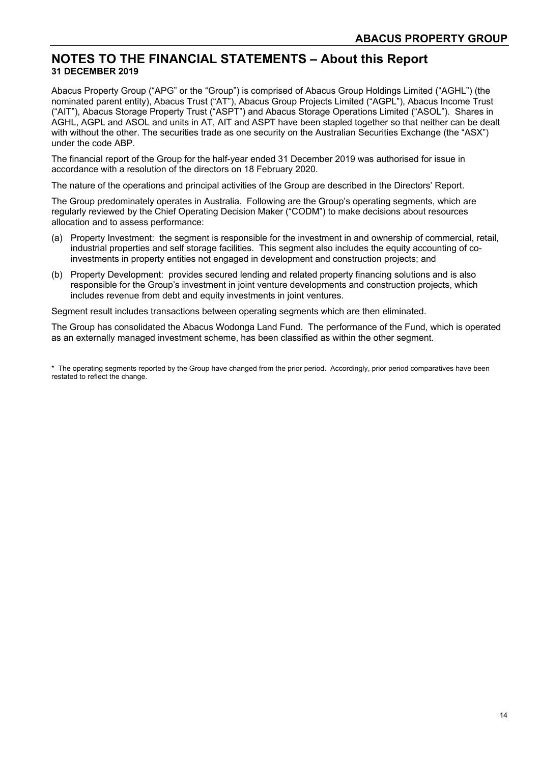# NOTES TO THE FINANCIAL STATEMENTS – About this Report

**31 DECEMBER 2019**

Abacus Property Group ("APG" or the "Group") is comprised of Abacus Group Holdings Limited ("AGHL") (the nominated parent entity), Abacus Trust ("AT"), Abacus Group Projects Limited ("AGPL"), Abacus Income Trust ("AIT"), Abacus Storage Property Trust ("ASPT") and Abacus Storage Operations Limited ("ASOL"). Shares in AGHL, AGPL and ASOL and units in AT, AIT and ASPT have been stapled together so that neither can be dealt with without the other. The securities trade as one security on the Australian Securities Exchange (the "ASX") under the code ABP.

The financial report of the Group for the half-year ended 31 December 2019 was authorised for issue in accordance with a resolution of the directors on 18 February 2020.

The nature of the operations and principal activities of the Group are described in the Directors' Report.

The Group predominately operates in Australia. Following are the Group's operating segments, which are regularly reviewed by the Chief Operating Decision Maker ("CODM") to make decisions about resources allocation and to assess performance:

(a) Property Investment: the segment is responsible for the investment in and ownership of commercial, retail, industrial properties and self storage facilities. This segment also includes the equity accounting of co-investments in property entities not engaged in development and construction projects; and

(b) Property Development: provides secured lending and related property financing solutions and is also responsible for the Group's investment in joint venture developments and construction projects, which includes revenue from debt and equity investments in joint ventures.

Segment result includes transactions between operating segments which are then eliminated.

The Group has consolidated the Abacus Wodonga Land Fund. The performance of the Fund, which is operated as an externally managed investment scheme, has been classified as within the other segment.

\* The operating segments reported by the Group have changed from the prior period. Accordingly, prior period comparatives have been restated to reflect the change.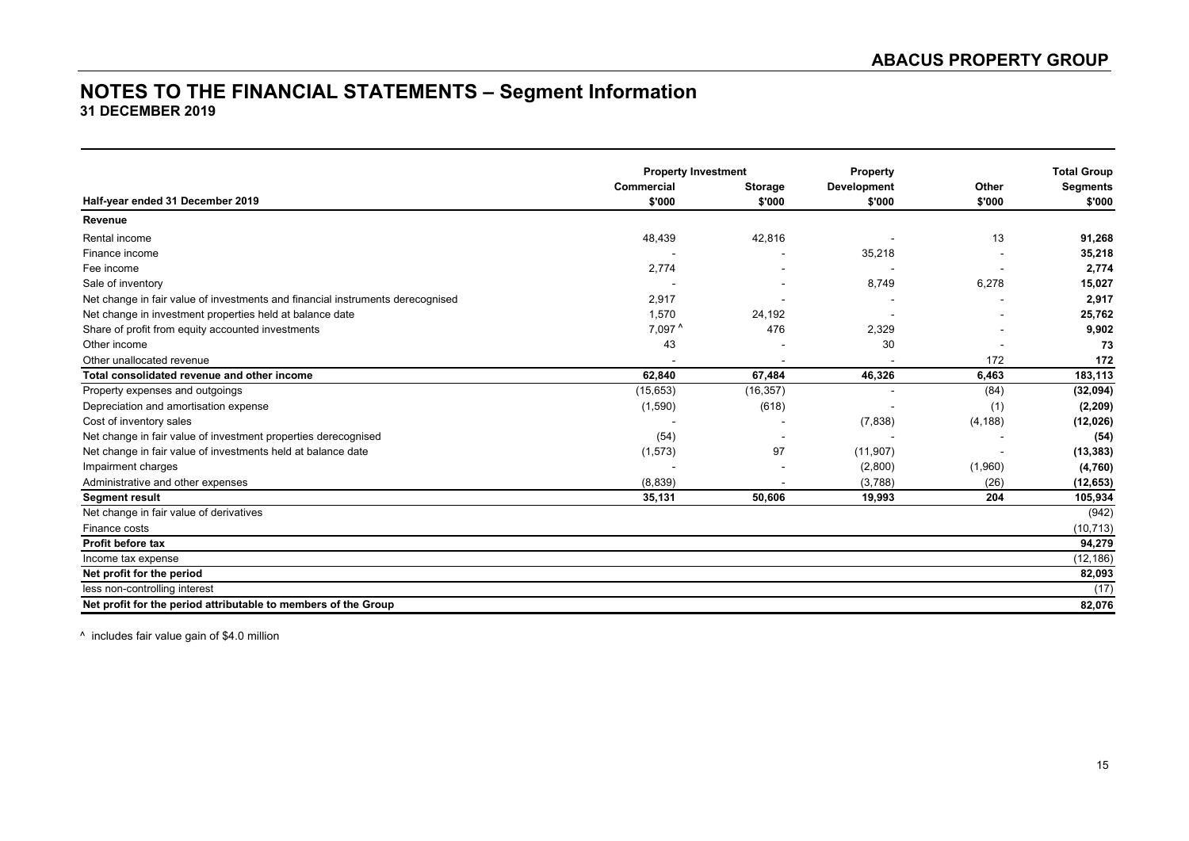# NOTES TO THE FINANCIAL STATEMENTS – Segment Information

**31 DECEMBER 2019**

| | Property Investment | | Property | | Total Group |
|---|---|---|---|---|---|
| | Commercial | Storage | Development | Other | Segments |
| **Half-year ended 31 December 2019** | **$'000** | **$'000** | **$'000** | **$'000** | **$'000** |
| **Revenue** | | | | | |
| Rental income | 48,439 | 42,816 | - | 13 | **91,268** |
| Finance income | - | - | 35,218 | - | **35,218** |
| Fee income | 2,774 | - | - | - | **2,774** |
| Sale of inventory | - | - | 8,749 | 6,278 | **15,027** |
| Net change in fair value of investments and financial instruments derecognised | 2,917 | - | - | - | **2,917** |
| Net change in investment properties held at balance date | 1,570 | 24,192 | - | - | **25,762** |
| Share of profit from equity accounted investments | 7,097 ^ | 476 | 2,329 | - | **9,902** |
| Other income | 43 | - | 30 | - | **73** |
| Other unallocated revenue | - | - | - | 172 | **172** |
| **Total consolidated revenue and other income** | **62,840** | **67,484** | **46,326** | **6,463** | **183,113** |
| Property expenses and outgoings | (15,653) | (16,357) | - | (84) | **(32,094)** |
| Depreciation and amortisation expense | (1,590) | (618) | - | (1) | **(2,209)** |
| Cost of inventory sales | - | - | (7,838) | (4,188) | **(12,026)** |
| Net change in fair value of investment properties derecognised | (54) | - | - | - | **(54)** |
| Net change in fair value of investments held at balance date | (1,573) | 97 | (11,907) | - | **(13,383)** |
| Impairment charges | - | - | (2,800) | (1,960) | **(4,760)** |
| Administrative and other expenses | (8,839) | - | (3,788) | (26) | **(12,653)** |
| **Segment result** | **35,131** | **50,606** | **19,993** | **204** | **105,934** |
| Net change in fair value of derivatives | | | | | (942) |
| Finance costs | | | | | (10,713) |
| **Profit before tax** | | | | | **94,279** |
| Income tax expense | | | | | (12,186) |
| **Net profit for the period** | | | | | **82,093** |
| less non-controlling interest | | | | | (17) |
| **Net profit for the period attributable to members of the Group** | | | | | **82,076** |

^ includes fair value gain of $4.0 million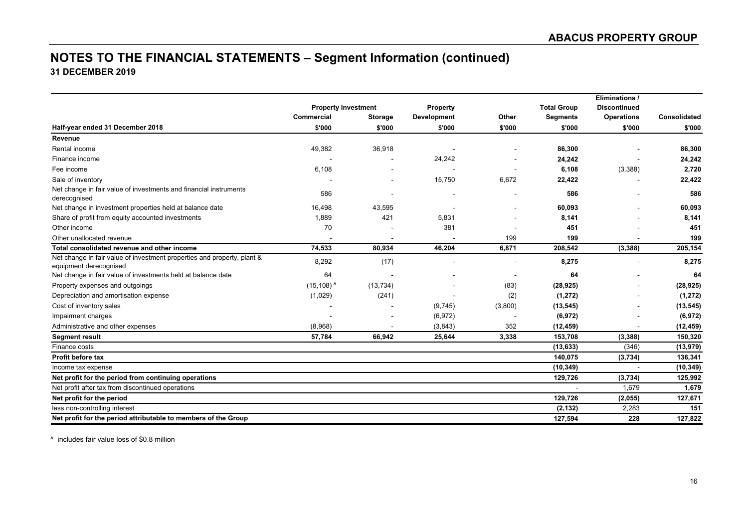# NOTES TO THE FINANCIAL STATEMENTS – Segment Information (continued)

**31 DECEMBER 2019**

| | Property Investment | | Property | | Total Group | Eliminations / Discontinued | |
|---|---|---|---|---|---|---|---|
| | Commercial | Storage | Development | Other | Segments | Operations | Consolidated |
| **Half-year ended 31 December 2018** | **$'000** | **$'000** | **$'000** | **$'000** | **$'000** | **$'000** | **$'000** |
| **Revenue** | | | | | | | |
| Rental income | 49,382 | 36,918 | - | - | **86,300** | - | **86,300** |
| Finance income | - | - | 24,242 | - | **24,242** | - | **24,242** |
| Fee income | 6,108 | - | - | - | **6,108** | (3,388) | **2,720** |
| Sale of inventory | - | - | 15,750 | 6,672 | **22,422** | - | **22,422** |
| Net change in fair value of investments and financial instruments derecognised | 586 | - | - | - | **586** | - | **586** |
| Net change in investment properties held at balance date | 16,498 | 43,595 | - | - | **60,093** | - | **60,093** |
| Share of profit from equity accounted investments | 1,889 | 421 | 5,831 | - | **8,141** | - | **8,141** |
| Other income | 70 | - | 381 | - | **451** | - | **451** |
| Other unallocated revenue | - | - | - | 199 | **199** | - | **199** |
| **Total consolidated revenue and other income** | **74,533** | **80,934** | **46,204** | **6,871** | **208,542** | **(3,388)** | **205,154** |
| Net change in fair value of investment properties and property, plant & equipment derecognised | 8,292 | (17) | - | - | **8,275** | - | **8,275** |
| Net change in fair value of investments held at balance date | 64 | - | - | - | **64** | - | **64** |
| Property expenses and outgoings | (15,108) ^ | (13,734) | - | (83) | **(28,925)** | - | **(28,925)** |
| Depreciation and amortisation expense | (1,029) | (241) | - | (2) | **(1,272)** | - | **(1,272)** |
| Cost of inventory sales | - | - | (9,745) | (3,800) | **(13,545)** | - | **(13,545)** |
| Impairment charges | - | - | (6,972) | - | **(6,972)** | - | **(6,972)** |
| Administrative and other expenses | (8,968) | - | (3,843) | 352 | **(12,459)** | - | **(12,459)** |
| **Segment result** | **57,784** | **66,942** | **25,644** | **3,338** | **153,708** | **(3,388)** | **150,320** |
| Finance costs | | | | | **(13,633)** | (346) | **(13,979)** |
| **Profit before tax** | | | | | **140,075** | **(3,734)** | **136,341** |
| Income tax expense | | | | | **(10,349)** | - | **(10,349)** |
| **Net profit for the period from continuing operations** | | | | | **129,726** | **(3,734)** | **125,992** |
| Net profit after tax from discontinued operations | | | | | - | 1,679 | **1,679** |
| **Net profit for the period** | | | | | **129,726** | **(2,055)** | **127,671** |
| less non-controlling interest | | | | | **(2,132)** | 2,283 | **151** |
| **Net profit for the period attributable to members of the Group** | | | | | **127,594** | **228** | **127,822** |

^ includes fair value loss of $0.8 million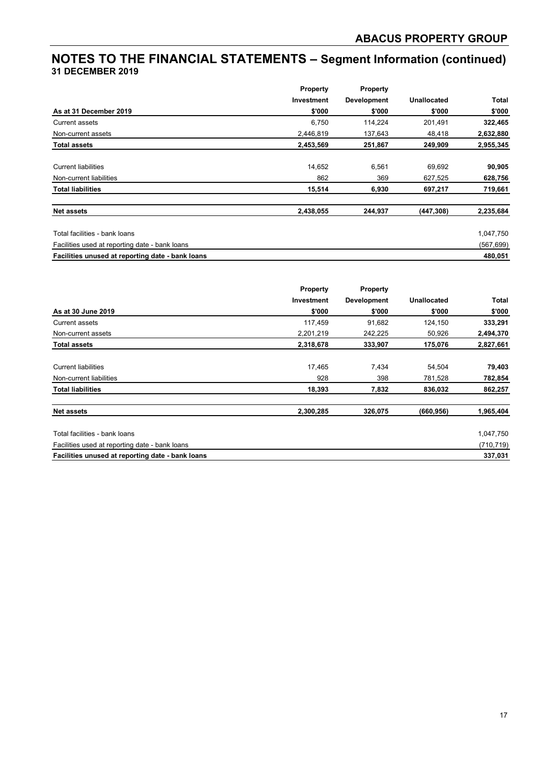# NOTES TO THE FINANCIAL STATEMENTS – Segment Information (continued)

**31 DECEMBER 2019**

| As at 31 December 2019 | Property Investment $'000 | Property Development $'000 | Unallocated $'000 | Total $'000 |
|---|---|---|---|---|
| Current assets | 6,750 | 114,224 | 201,491 | **322,465** |
| Non-current assets | 2,446,819 | 137,643 | 48,418 | **2,632,880** |
| **Total assets** | **2,453,569** | **251,867** | **249,909** | **2,955,345** |
| | | | | |
| Current liabilities | 14,652 | 6,561 | 69,692 | **90,905** |
| Non-current liabilities | 862 | 369 | 627,525 | **628,756** |
| **Total liabilities** | **15,514** | **6,930** | **697,217** | **719,661** |
| | | | | |
| **Net assets** | **2,438,055** | **244,937** | **(447,308)** | **2,235,684** |
| | | | | |
| Total facilities - bank loans | | | | 1,047,750 |
| Facilities used at reporting date - bank loans | | | | (567,699) |
| **Facilities unused at reporting date - bank loans** | | | | **480,051** |

| As at 30 June 2019 | Property Investment $'000 | Property Development $'000 | Unallocated $'000 | Total $'000 |
|---|---|---|---|---|
| Current assets | 117,459 | 91,682 | 124,150 | **333,291** |
| Non-current assets | 2,201,219 | 242,225 | 50,926 | **2,494,370** |
| **Total assets** | **2,318,678** | **333,907** | **175,076** | **2,827,661** |
| | | | | |
| Current liabilities | 17,465 | 7,434 | 54,504 | **79,403** |
| Non-current liabilities | 928 | 398 | 781,528 | **782,854** |
| **Total liabilities** | **18,393** | **7,832** | **836,032** | **862,257** |
| | | | | |
| **Net assets** | **2,300,285** | **326,075** | **(660,956)** | **1,965,404** |
| | | | | |
| Total facilities - bank loans | | | | 1,047,750 |
| Facilities used at reporting date - bank loans | | | | (710,719) |
| **Facilities unused at reporting date - bank loans** | | | | **337,031** |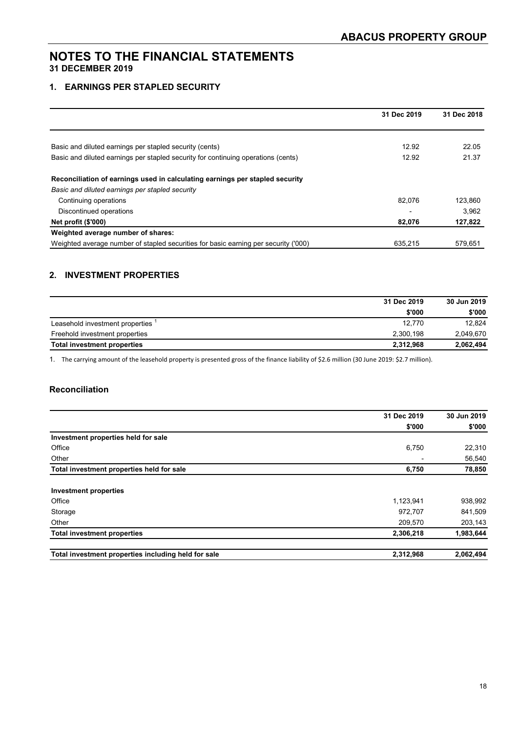# NOTES TO THE FINANCIAL STATEMENTS

## 31 DECEMBER 2019

### 1. EARNINGS PER STAPLED SECURITY

| | 31 Dec 2019 | 31 Dec 2018 |
|---|---|---|
| Basic and diluted earnings per stapled security (cents) | 12.92 | 22.05 |
| Basic and diluted earnings per stapled security for continuing operations (cents) | 12.92 | 21.37 |
| **Reconciliation of earnings used in calculating earnings per stapled security** | | |
| *Basic and diluted earnings per stapled security* | | |
| Continuing operations | 82,076 | 123,860 |
| Discontinued operations | - | 3,962 |
| **Net profit ($'000)** | **82,076** | **127,822** |
| **Weighted average number of shares:** | | |
| Weighted average number of stapled securities for basic earning per security ('000) | 635,215 | 579,651 |

### 2. INVESTMENT PROPERTIES

| | 31 Dec 2019 | 30 Jun 2019 |
|---|---|---|
| | $'000 | $'000 |
| Leasehold investment properties [1] | 12,770 | 12,824 |
| Freehold investment properties | 2,300,198 | 2,049,670 |
| **Total investment properties** | **2,312,968** | **2,062,494** |

1. The carrying amount of the leasehold property is presented gross of the finance liability of $2.6 million (30 June 2019: $2.7 million).

### Reconciliation

| | 31 Dec 2019 | 30 Jun 2019 |
|---|---|---|
| | $'000 | $'000 |
| **Investment properties held for sale** | | |
| Office | 6,750 | 22,310 |
| Other | - | 56,540 |
| **Total investment properties held for sale** | **6,750** | **78,850** |
| **Investment properties** | | |
| Office | 1,123,941 | 938,992 |
| Storage | 972,707 | 841,509 |
| Other | 209,570 | 203,143 |
| **Total investment properties** | **2,306,218** | **1,983,644** |
| **Total investment properties including held for sale** | **2,312,968** | **2,062,494** |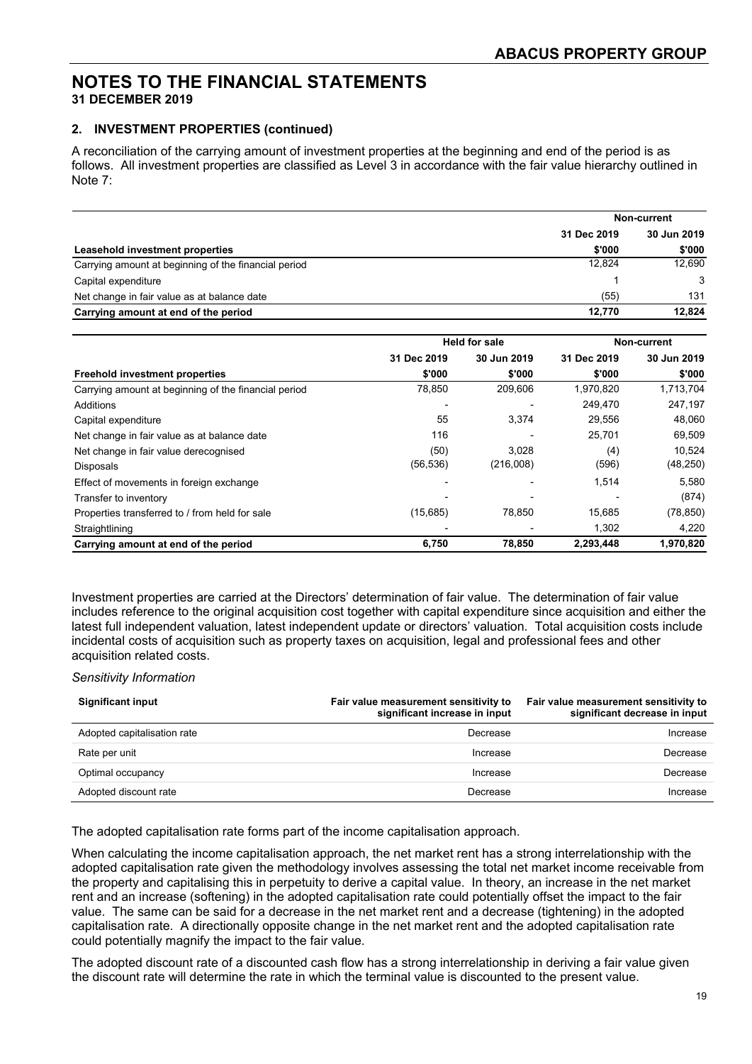# NOTES TO THE FINANCIAL STATEMENTS

**31 DECEMBER 2019**

## 2. INVESTMENT PROPERTIES (continued)

A reconciliation of the carrying amount of investment properties at the beginning and end of the period is as follows. All investment properties are classified as Level 3 in accordance with the fair value hierarchy outlined in Note 7:

| | Non-current | |
|---|---|---|
| | 31 Dec 2019 | 30 Jun 2019 |
| **Leasehold investment properties** | **$'000** | **$'000** |
| Carrying amount at beginning of the financial period | 12,824 | 12,690 |
| Capital expenditure | 1 | 3 |
| Net change in fair value as at balance date | (55) | 131 |
| **Carrying amount at end of the period** | **12,770** | **12,824** |

| | Held for sale | | Non-current | |
|---|---|---|---|---|
| | 31 Dec 2019 | 30 Jun 2019 | 31 Dec 2019 | 30 Jun 2019 |
| **Freehold investment properties** | **$'000** | **$'000** | **$'000** | **$'000** |
| Carrying amount at beginning of the financial period | 78,850 | 209,606 | 1,970,820 | 1,713,704 |
| Additions | - | - | 249,470 | 247,197 |
| Capital expenditure | 55 | 3,374 | 29,556 | 48,060 |
| Net change in fair value as at balance date | 116 | - | 25,701 | 69,509 |
| Net change in fair value derecognised | (50) | 3,028 | (4) | 10,524 |
| Disposals | (56,536) | (216,008) | (596) | (48,250) |
| Effect of movements in foreign exchange | - | - | 1,514 | 5,580 |
| Transfer to inventory | - | - | - | (874) |
| Properties transferred to / from held for sale | (15,685) | 78,850 | 15,685 | (78,850) |
| Straightlining | - | - | 1,302 | 4,220 |
| **Carrying amount at end of the period** | **6,750** | **78,850** | **2,293,448** | **1,970,820** |

Investment properties are carried at the Directors' determination of fair value. The determination of fair value includes reference to the original acquisition cost together with capital expenditure since acquisition and either the latest full independent valuation, latest independent update or directors' valuation. Total acquisition costs include incidental costs of acquisition such as property taxes on acquisition, legal and professional fees and other acquisition related costs.

*Sensitivity Information*

| Significant input | Fair value measurement sensitivity to significant increase in input | Fair value measurement sensitivity to significant decrease in input |
|---|---|---|
| Adopted capitalisation rate | Decrease | Increase |
| Rate per unit | Increase | Decrease |
| Optimal occupancy | Increase | Decrease |
| Adopted discount rate | Decrease | Increase |

The adopted capitalisation rate forms part of the income capitalisation approach.

When calculating the income capitalisation approach, the net market rent has a strong interrelationship with the adopted capitalisation rate given the methodology involves assessing the total net market income receivable from the property and capitalising this in perpetuity to derive a capital value. In theory, an increase in the net market rent and an increase (softening) in the adopted capitalisation rate could potentially offset the impact to the fair value. The same can be said for a decrease in the net market rent and a decrease (tightening) in the adopted capitalisation rate. A directionally opposite change in the net market rent and the adopted capitalisation rate could potentially magnify the impact to the fair value.

The adopted discount rate of a discounted cash flow has a strong interrelationship in deriving a fair value given the discount rate will determine the rate in which the terminal value is discounted to the present value.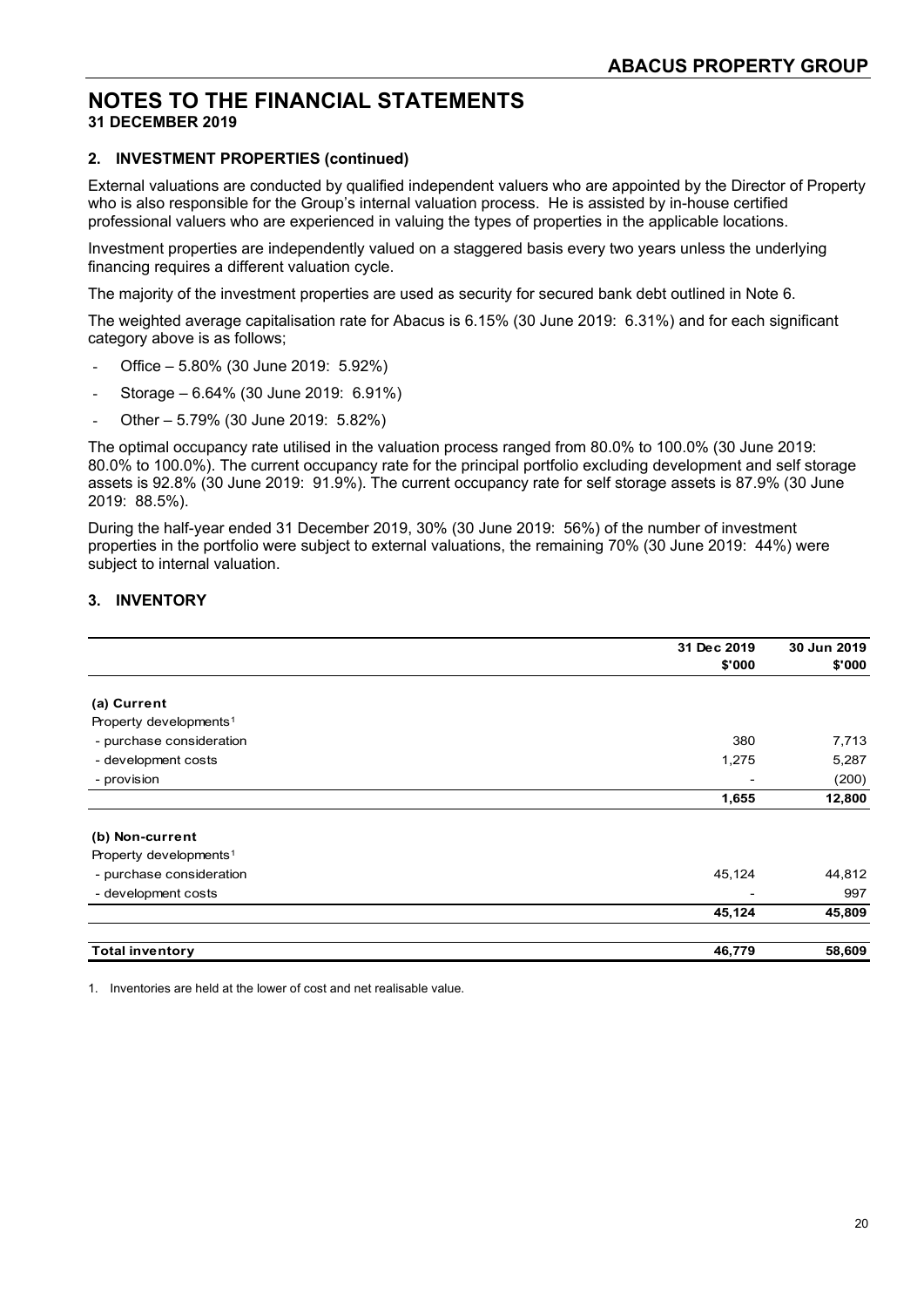# NOTES TO THE FINANCIAL STATEMENTS

**31 DECEMBER 2019**

### 2. INVESTMENT PROPERTIES (continued)

External valuations are conducted by qualified independent valuers who are appointed by the Director of Property who is also responsible for the Group's internal valuation process. He is assisted by in-house certified professional valuers who are experienced in valuing the types of properties in the applicable locations.

Investment properties are independently valued on a staggered basis every two years unless the underlying financing requires a different valuation cycle.

The majority of the investment properties are used as security for secured bank debt outlined in Note 6.

The weighted average capitalisation rate for Abacus is 6.15% (30 June 2019: 6.31%) and for each significant category above is as follows;

- Office – 5.80% (30 June 2019: 5.92%)
- Storage – 6.64% (30 June 2019: 6.91%)
- Other – 5.79% (30 June 2019: 5.82%)

The optimal occupancy rate utilised in the valuation process ranged from 80.0% to 100.0% (30 June 2019: 80.0% to 100.0%). The current occupancy rate for the principal portfolio excluding development and self storage assets is 92.8% (30 June 2019: 91.9%). The current occupancy rate for self storage assets is 87.9% (30 June 2019: 88.5%).

During the half-year ended 31 December 2019, 30% (30 June 2019: 56%) of the number of investment properties in the portfolio were subject to external valuations, the remaining 70% (30 June 2019: 44%) were subject to internal valuation.

### 3. INVENTORY

| | 31 Dec 2019<br>$'000 | 30 Jun 2019<br>$'000 |
|---|---|---|
| **(a) Current** | | |
| Property developments[1] | | |
| - purchase consideration | 380 | 7,713 |
| - development costs | 1,275 | 5,287 |
| - provision | - | (200) |
| | **1,655** | **12,800** |
| **(b) Non-current** | | |
| Property developments[1] | | |
| - purchase consideration | 45,124 | 44,812 |
| - development costs | - | 997 |
| | **45,124** | **45,809** |
| **Total inventory** | **46,779** | **58,609** |

1. Inventories are held at the lower of cost and net realisable value.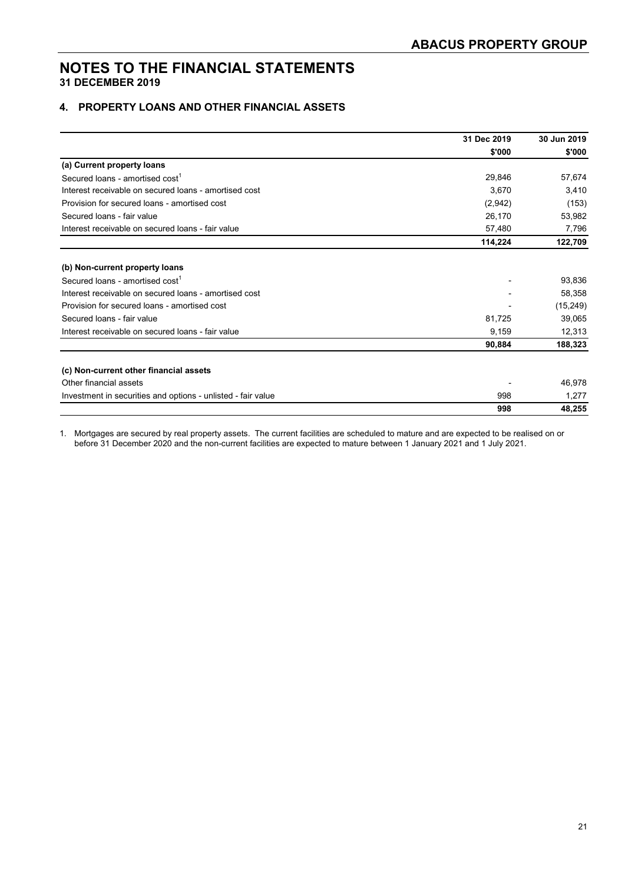# NOTES TO THE FINANCIAL STATEMENTS

**31 DECEMBER 2019**

## 4. PROPERTY LOANS AND OTHER FINANCIAL ASSETS

| | 31 Dec 2019 | 30 Jun 2019 |
|---|---|---|
| | $'000 | $'000 |
| **(a) Current property loans** | | |
| Secured loans - amortised cost[1] | 29,846 | 57,674 |
| Interest receivable on secured loans - amortised cost | 3,670 | 3,410 |
| Provision for secured loans - amortised cost | (2,942) | (153) |
| Secured loans - fair value | 26,170 | 53,982 |
| Interest receivable on secured loans - fair value | 57,480 | 7,796 |
| | **114,224** | **122,709** |
| **(b) Non-current property loans** | | |
| Secured loans - amortised cost[1] | - | 93,836 |
| Interest receivable on secured loans - amortised cost | - | 58,358 |
| Provision for secured loans - amortised cost | - | (15,249) |
| Secured loans - fair value | 81,725 | 39,065 |
| Interest receivable on secured loans - fair value | 9,159 | 12,313 |
| | **90,884** | **188,323** |
| **(c) Non-current other financial assets** | | |
| Other financial assets | - | 46,978 |
| Investment in securities and options - unlisted - fair value | 998 | 1,277 |
| | **998** | **48,255** |

1. Mortgages are secured by real property assets. The current facilities are scheduled to mature and are expected to be realised on or before 31 December 2020 and the non-current facilities are expected to mature between 1 January 2021 and 1 July 2021.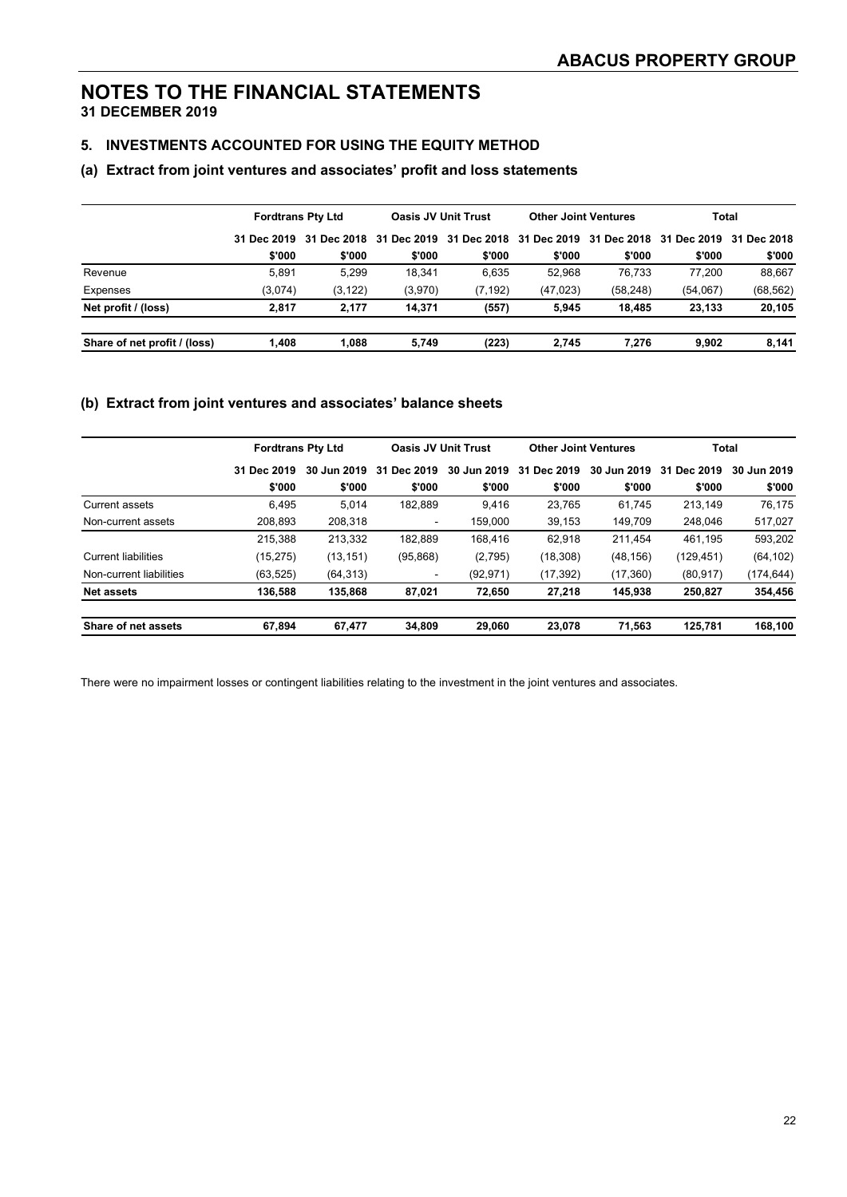# NOTES TO THE FINANCIAL STATEMENTS

**31 DECEMBER 2019**

## 5. INVESTMENTS ACCOUNTED FOR USING THE EQUITY METHOD

### (a) Extract from joint ventures and associates' profit and loss statements

| | Fordtrans Pty Ltd | | Oasis JV Unit Trust | | Other Joint Ventures | | Total | |
|---|---|---|---|---|---|---|---|---|
| | 31 Dec 2019 | 31 Dec 2018 | 31 Dec 2019 | 31 Dec 2018 | 31 Dec 2019 | 31 Dec 2018 | 31 Dec 2019 | 31 Dec 2018 |
| | $'000 | $'000 | $'000 | $'000 | $'000 | $'000 | $'000 | $'000 |
| Revenue | 5,891 | 5,299 | 18,341 | 6,635 | 52,968 | 76,733 | 77,200 | 88,667 |
| Expenses | (3,074) | (3,122) | (3,970) | (7,192) | (47,023) | (58,248) | (54,067) | (68,562) |
| **Net profit / (loss)** | **2,817** | **2,177** | **14,371** | **(557)** | **5,945** | **18,485** | **23,133** | **20,105** |
| **Share of net profit / (loss)** | **1,408** | **1,088** | **5,749** | **(223)** | **2,745** | **7,276** | **9,902** | **8,141** |

### (b) Extract from joint ventures and associates' balance sheets

| | Fordtrans Pty Ltd | | Oasis JV Unit Trust | | Other Joint Ventures | | Total | |
|---|---|---|---|---|---|---|---|---|
| | 31 Dec 2019 | 30 Jun 2019 | 31 Dec 2019 | 30 Jun 2019 | 31 Dec 2019 | 30 Jun 2019 | 31 Dec 2019 | 30 Jun 2019 |
| | $'000 | $'000 | $'000 | $'000 | $'000 | $'000 | $'000 | $'000 |
| Current assets | 6,495 | 5,014 | 182,889 | 9,416 | 23,765 | 61,745 | 213,149 | 76,175 |
| Non-current assets | 208,893 | 208,318 | - | 159,000 | 39,153 | 149,709 | 248,046 | 517,027 |
| | 215,388 | 213,332 | 182,889 | 168,416 | 62,918 | 211,454 | 461,195 | 593,202 |
| Current liabilities | (15,275) | (13,151) | (95,868) | (2,795) | (18,308) | (48,156) | (129,451) | (64,102) |
| Non-current liabilities | (63,525) | (64,313) | - | (92,971) | (17,392) | (17,360) | (80,917) | (174,644) |
| **Net assets** | **136,588** | **135,868** | **87,021** | **72,650** | **27,218** | **145,938** | **250,827** | **354,456** |
| **Share of net assets** | **67,894** | **67,477** | **34,809** | **29,060** | **23,078** | **71,563** | **125,781** | **168,100** |

There were no impairment losses or contingent liabilities relating to the investment in the joint ventures and associates.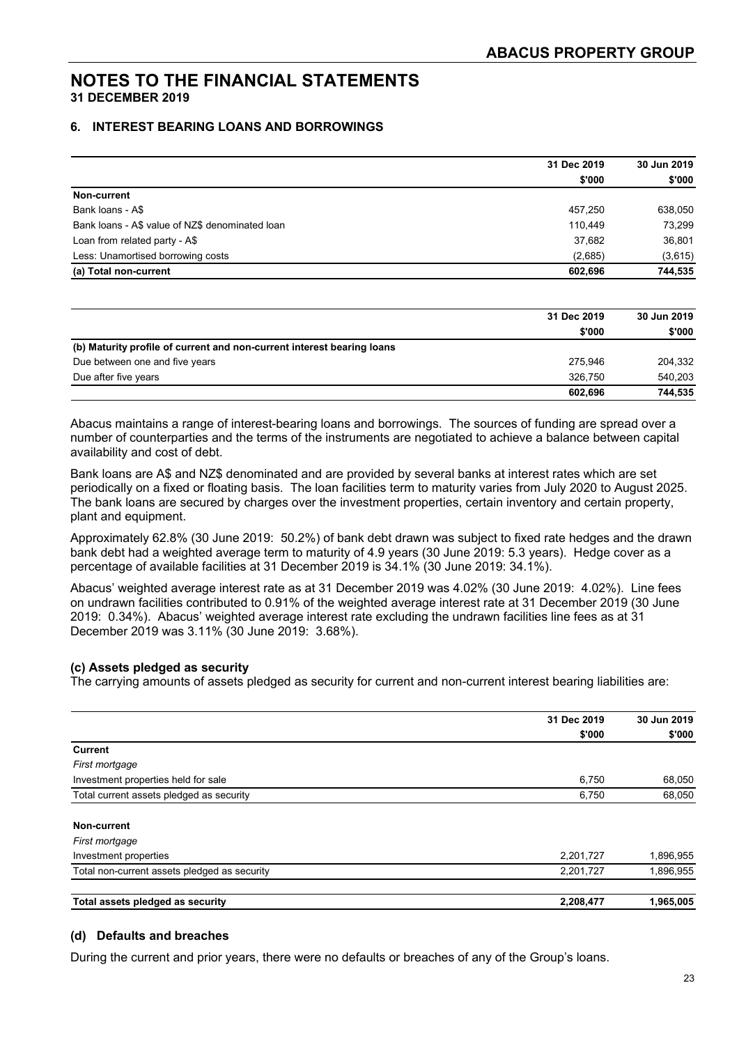# NOTES TO THE FINANCIAL STATEMENTS

**31 DECEMBER 2019**

### 6. INTEREST BEARING LOANS AND BORROWINGS

| | 31 Dec 2019 | 30 Jun 2019 |
|---|---|---|
| | $'000 | $'000 |
| **Non-current** | | |
| Bank loans - A$ | 457,250 | 638,050 |
| Bank loans - A$ value of NZ$ denominated loan | 110,449 | 73,299 |
| Loan from related party - A$ | 37,682 | 36,801 |
| Less: Unamortised borrowing costs | (2,685) | (3,615) |
| **(a) Total non-current** | **602,696** | **744,535** |

| | 31 Dec 2019 | 30 Jun 2019 |
|---|---|---|
| | $'000 | $'000 |
| **(b) Maturity profile of current and non-current interest bearing loans** | | |
| Due between one and five years | 275,946 | 204,332 |
| Due after five years | 326,750 | 540,203 |
| | **602,696** | **744,535** |

Abacus maintains a range of interest-bearing loans and borrowings. The sources of funding are spread over a number of counterparties and the terms of the instruments are negotiated to achieve a balance between capital availability and cost of debt.

Bank loans are A$ and NZ$ denominated and are provided by several banks at interest rates which are set periodically on a fixed or floating basis. The loan facilities term to maturity varies from July 2020 to August 2025. The bank loans are secured by charges over the investment properties, certain inventory and certain property, plant and equipment.

Approximately 62.8% (30 June 2019: 50.2%) of bank debt drawn was subject to fixed rate hedges and the drawn bank debt had a weighted average term to maturity of 4.9 years (30 June 2019: 5.3 years). Hedge cover as a percentage of available facilities at 31 December 2019 is 34.1% (30 June 2019: 34.1%).

Abacus' weighted average interest rate as at 31 December 2019 was 4.02% (30 June 2019: 4.02%). Line fees on undrawn facilities contributed to 0.91% of the weighted average interest rate at 31 December 2019 (30 June 2019: 0.34%). Abacus' weighted average interest rate excluding the undrawn facilities line fees as at 31 December 2019 was 3.11% (30 June 2019: 3.68%).

### (c) Assets pledged as security

The carrying amounts of assets pledged as security for current and non-current interest bearing liabilities are:

| | 31 Dec 2019 | 30 Jun 2019 |
|---|---|---|
| | $'000 | $'000 |
| **Current** | | |
| *First mortgage* | | |
| Investment properties held for sale | 6,750 | 68,050 |
| Total current assets pledged as security | 6,750 | 68,050 |
| | | |
| **Non-current** | | |
| *First mortgage* | | |
| Investment properties | 2,201,727 | 1,896,955 |
| Total non-current assets pledged as security | 2,201,727 | 1,896,955 |
| | | |
| **Total assets pledged as security** | **2,208,477** | **1,965,005** |

### (d) Defaults and breaches

During the current and prior years, there were no defaults or breaches of any of the Group's loans.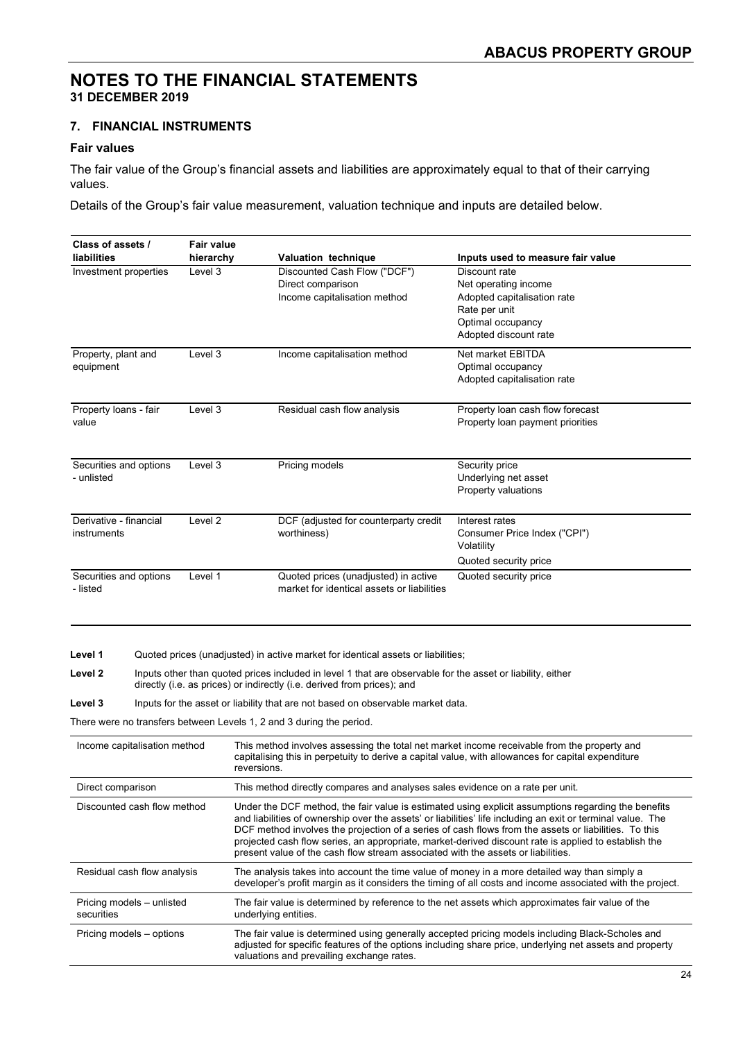# NOTES TO THE FINANCIAL STATEMENTS

**31 DECEMBER 2019**

### 7. FINANCIAL INSTRUMENTS

#### Fair values

The fair value of the Group's financial assets and liabilities are approximately equal to that of their carrying values.

Details of the Group's fair value measurement, valuation technique and inputs are detailed below.

| Class of assets / liabilities | Fair value hierarchy | Valuation technique | Inputs used to measure fair value |
|---|---|---|---|
| Investment properties | Level 3 | Discounted Cash Flow ("DCF")<br>Direct comparison<br>Income capitalisation method | Discount rate<br>Net operating income<br>Adopted capitalisation rate<br>Rate per unit<br>Optimal occupancy<br>Adopted discount rate |
| Property, plant and equipment | Level 3 | Income capitalisation method | Net market EBITDA<br>Optimal occupancy<br>Adopted capitalisation rate |
| Property loans - fair value | Level 3 | Residual cash flow analysis | Property loan cash flow forecast<br>Property loan payment priorities |
| Securities and options - unlisted | Level 3 | Pricing models | Security price<br>Underlying net asset<br>Property valuations |
| Derivative - financial instruments | Level 2 | DCF (adjusted for counterparty credit worthiness) | Interest rates<br>Consumer Price Index ("CPI")<br>Volatility<br>Quoted security price |
| Securities and options - listed | Level 1 | Quoted prices (unadjusted) in active market for identical assets or liabilities | Quoted security price |

**Level 1** Quoted prices (unadjusted) in active market for identical assets or liabilities;

**Level 2** Inputs other than quoted prices included in level 1 that are observable for the asset or liability, either directly (i.e. as prices) or indirectly (i.e. derived from prices); and

**Level 3** Inputs for the asset or liability that are not based on observable market data.

There were no transfers between Levels 1, 2 and 3 during the period.

| Method | Description |
|---|---|
| Income capitalisation method | This method involves assessing the total net market income receivable from the property and capitalising this in perpetuity to derive a capital value, with allowances for capital expenditure reversions. |
| Direct comparison | This method directly compares and analyses sales evidence on a rate per unit. |
| Discounted cash flow method | Under the DCF method, the fair value is estimated using explicit assumptions regarding the benefits and liabilities of ownership over the assets' or liabilities' life including an exit or terminal value. The DCF method involves the projection of a series of cash flows from the assets or liabilities. To this projected cash flow series, an appropriate, market-derived discount rate is applied to establish the present value of the cash flow stream associated with the assets or liabilities. |
| Residual cash flow analysis | The analysis takes into account the time value of money in a more detailed way than simply a developer's profit margin as it considers the timing of all costs and income associated with the project. |
| Pricing models – unlisted securities | The fair value is determined by reference to the net assets which approximates fair value of the underlying entities. |
| Pricing models – options | The fair value is determined using generally accepted pricing models including Black-Scholes and adjusted for specific features of the options including share price, underlying net assets and property valuations and prevailing exchange rates. |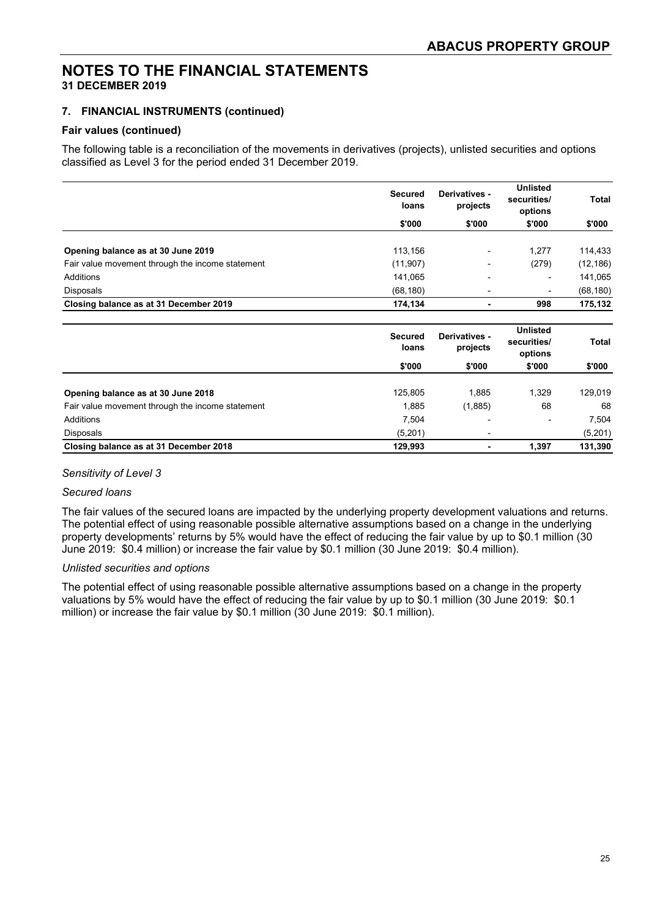# NOTES TO THE FINANCIAL STATEMENTS
**31 DECEMBER 2019**

## 7. FINANCIAL INSTRUMENTS (continued)

### Fair values (continued)

The following table is a reconciliation of the movements in derivatives (projects), unlisted securities and options classified as Level 3 for the period ended 31 December 2019.

| | Secured loans | Derivatives - projects | Unlisted securities/ options | Total |
|---|---|---|---|---|
| | $'000 | $'000 | $'000 | $'000 |
| **Opening balance as at 30 June 2019** | 113,156 | - | 1,277 | 114,433 |
| Fair value movement through the income statement | (11,907) | - | (279) | (12,186) |
| Additions | 141,065 | - | - | 141,065 |
| Disposals | (68,180) | - | - | (68,180) |
| **Closing balance as at 31 December 2019** | **174,134** | **-** | **998** | **175,132** |

| | Secured loans | Derivatives - projects | Unlisted securities/ options | Total |
|---|---|---|---|---|
| | $'000 | $'000 | $'000 | $'000 |
| **Opening balance as at 30 June 2018** | 125,805 | 1,885 | 1,329 | 129,019 |
| Fair value movement through the income statement | 1,885 | (1,885) | 68 | 68 |
| Additions | 7,504 | - | - | 7,504 |
| Disposals | (5,201) | - | | (5,201) |
| **Closing balance as at 31 December 2018** | **129,993** | **-** | **1,397** | **131,390** |

*Sensitivity of Level 3*

*Secured loans*

The fair values of the secured loans are impacted by the underlying property development valuations and returns. The potential effect of using reasonable possible alternative assumptions based on a change in the underlying property developments' returns by 5% would have the effect of reducing the fair value by up to $0.1 million (30 June 2019: $0.4 million) or increase the fair value by $0.1 million (30 June 2019: $0.4 million).

*Unlisted securities and options*

The potential effect of using reasonable possible alternative assumptions based on a change in the property valuations by 5% would have the effect of reducing the fair value by up to $0.1 million (30 June 2019: $0.1 million) or increase the fair value by $0.1 million (30 June 2019: $0.1 million).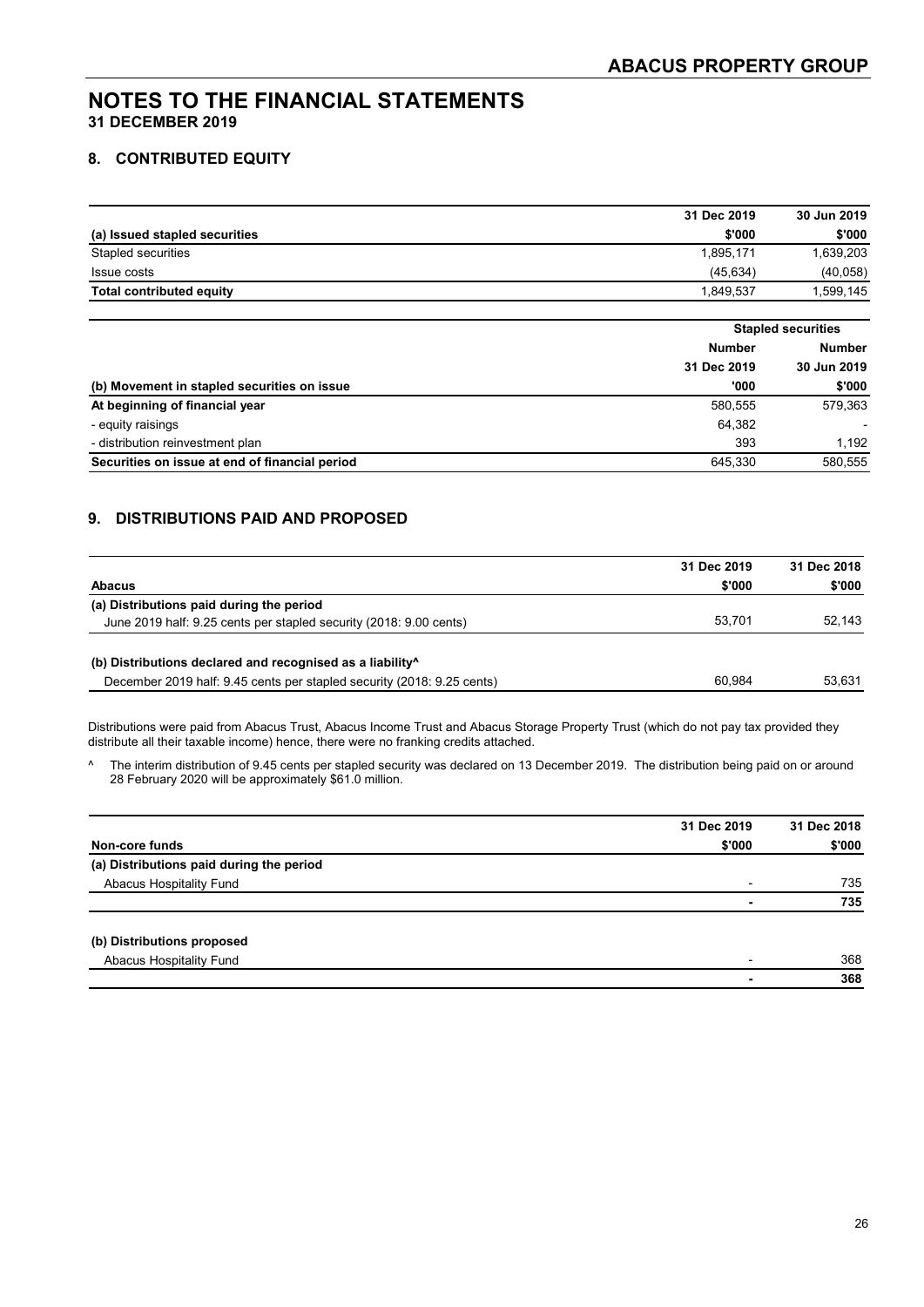# NOTES TO THE FINANCIAL STATEMENTS
**31 DECEMBER 2019**

## 8. CONTRIBUTED EQUITY

| | 31 Dec 2019 | 30 Jun 2019 |
|---|---|---|
| **(a) Issued stapled securities** | **\$'000** | **\$'000** |
| Stapled securities | 1,895,171 | 1,639,203 |
| Issue costs | (45,634) | (40,058) |
| **Total contributed equity** | 1,849,537 | 1,599,145 |

| | Stapled securities | |
|---|---|---|
| | **Number** | **Number** |
| | **31 Dec 2019** | **30 Jun 2019** |
| **(b) Movement in stapled securities on issue** | **'000** | **\$'000** |
| **At beginning of financial year** | 580,555 | 579,363 |
| - equity raisings | 64,382 | - |
| - distribution reinvestment plan | 393 | 1,192 |
| **Securities on issue at end of financial period** | 645,330 | 580,555 |

## 9. DISTRIBUTIONS PAID AND PROPOSED

| | 31 Dec 2019 | 31 Dec 2018 |
|---|---|---|
| **Abacus** | **\$'000** | **\$'000** |
| **(a) Distributions paid during the period** | | |
| June 2019 half: 9.25 cents per stapled security (2018: 9.00 cents) | 53,701 | 52,143 |
| | | |
| **(b) Distributions declared and recognised as a liability^** | | |
| December 2019 half: 9.45 cents per stapled security (2018: 9.25 cents) | 60,984 | 53,631 |

Distributions were paid from Abacus Trust, Abacus Income Trust and Abacus Storage Property Trust (which do not pay tax provided they distribute all their taxable income) hence, there were no franking credits attached.

^ The interim distribution of 9.45 cents per stapled security was declared on 13 December 2019. The distribution being paid on or around 28 February 2020 will be approximately \$61.0 million.

| | 31 Dec 2019 | 31 Dec 2018 |
|---|---|---|
| **Non-core funds** | **\$'000** | **\$'000** |
| **(a) Distributions paid during the period** | | |
| Abacus Hospitality Fund | - | 735 |
| | **-** | **735** |
| | | |
| **(b) Distributions proposed** | | |
| Abacus Hospitality Fund | - | 368 |
| | **-** | **368** |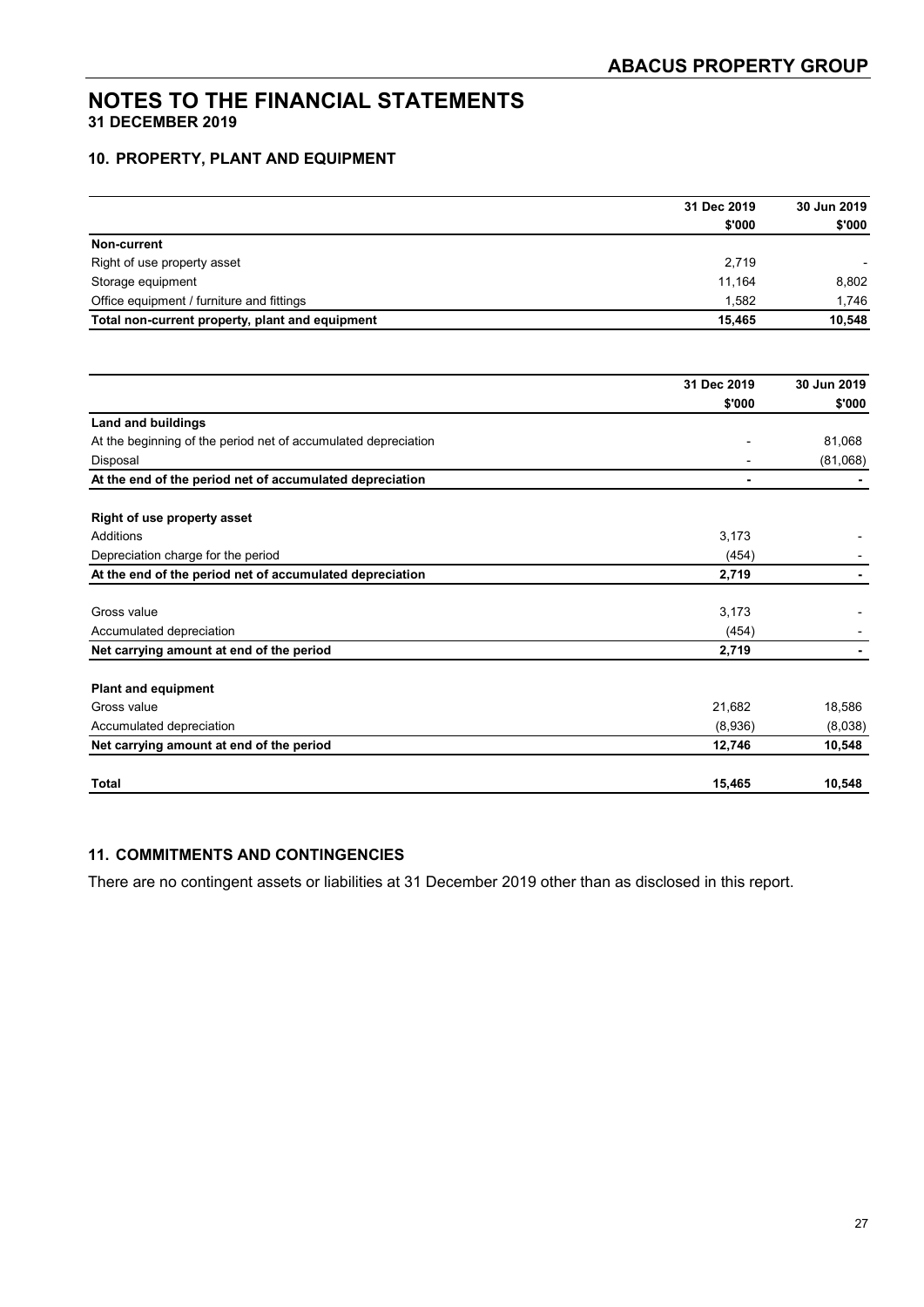# NOTES TO THE FINANCIAL STATEMENTS
**31 DECEMBER 2019**

## 10. PROPERTY, PLANT AND EQUIPMENT

| | 31 Dec 2019 | 30 Jun 2019 |
|---|---|---|
| | $'000 | $'000 |
| **Non-current** | | |
| Right of use property asset | 2,719 | - |
| Storage equipment | 11,164 | 8,802 |
| Office equipment / furniture and fittings | 1,582 | 1,746 |
| **Total non-current property, plant and equipment** | **15,465** | **10,548** |

| | 31 Dec 2019 | 30 Jun 2019 |
|---|---|---|
| | $'000 | $'000 |
| **Land and buildings** | | |
| At the beginning of the period net of accumulated depreciation | - | 81,068 |
| Disposal | - | (81,068) |
| **At the end of the period net of accumulated depreciation** | **-** | **-** |
| | | |
| **Right of use property asset** | | |
| Additions | 3,173 | - |
| Depreciation charge for the period | (454) | - |
| **At the end of the period net of accumulated depreciation** | **2,719** | **-** |
| | | |
| Gross value | 3,173 | - |
| Accumulated depreciation | (454) | - |
| **Net carrying amount at end of the period** | **2,719** | **-** |
| | | |
| **Plant and equipment** | | |
| Gross value | 21,682 | 18,586 |
| Accumulated depreciation | (8,936) | (8,038) |
| **Net carrying amount at end of the period** | **12,746** | **10,548** |
| | | |
| **Total** | **15,465** | **10,548** |

## 11. COMMITMENTS AND CONTINGENCIES

There are no contingent assets or liabilities at 31 December 2019 other than as disclosed in this report.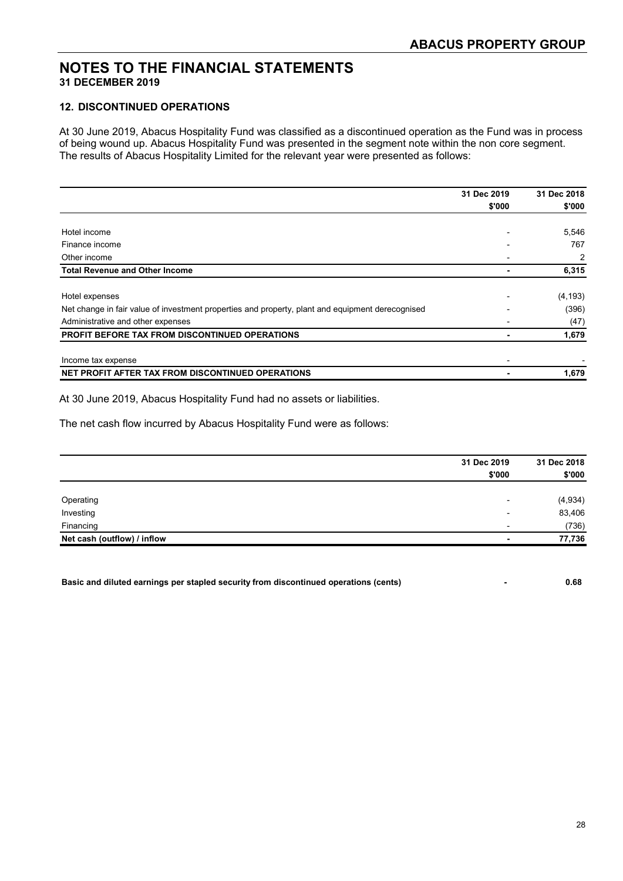# NOTES TO THE FINANCIAL STATEMENTS

**31 DECEMBER 2019**

## 12. DISCONTINUED OPERATIONS

At 30 June 2019, Abacus Hospitality Fund was classified as a discontinued operation as the Fund was in process of being wound up. Abacus Hospitality Fund was presented in the segment note within the non core segment. The results of Abacus Hospitality Limited for the relevant year were presented as follows:

| | 31 Dec 2019 $'000 | 31 Dec 2018 $'000 |
|---|---|---|
| Hotel income | - | 5,546 |
| Finance income | - | 767 |
| Other income | - | 2 |
| **Total Revenue and Other Income** | **-** | **6,315** |
| Hotel expenses | - | (4,193) |
| Net change in fair value of investment properties and property, plant and equipment derecognised | - | (396) |
| Administrative and other expenses | - | (47) |
| **PROFIT BEFORE TAX FROM DISCONTINUED OPERATIONS** | **-** | **1,679** |
| Income tax expense | - | - |
| **NET PROFIT AFTER TAX FROM DISCONTINUED OPERATIONS** | **-** | **1,679** |

At 30 June 2019, Abacus Hospitality Fund had no assets or liabilities.

The net cash flow incurred by Abacus Hospitality Fund were as follows:

| | 31 Dec 2019 $'000 | 31 Dec 2018 $'000 |
|---|---|---|
| Operating | - | (4,934) |
| Investing | - | 83,406 |
| Financing | - | (736) |
| **Net cash (outflow) / inflow** | **-** | **77,736** |

| | | |
|---|---|---|
| **Basic and diluted earnings per stapled security from discontinued operations (cents)** | **-** | **0.68** |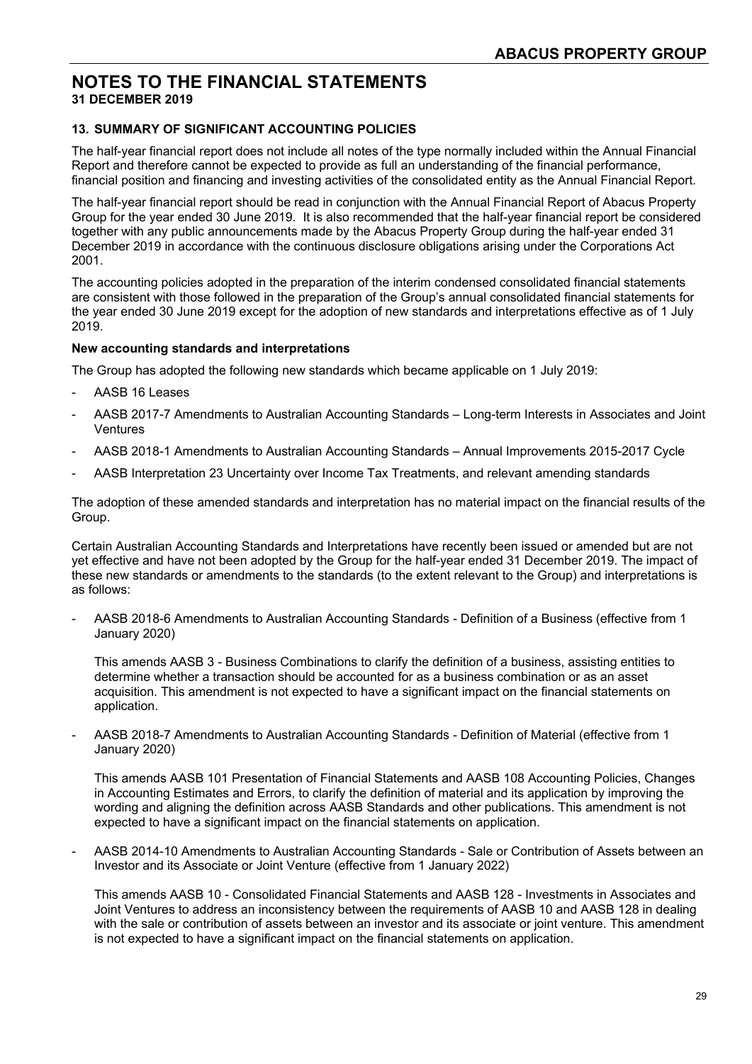# NOTES TO THE FINANCIAL STATEMENTS

**31 DECEMBER 2019**

### 13. SUMMARY OF SIGNIFICANT ACCOUNTING POLICIES

The half-year financial report does not include all notes of the type normally included within the Annual Financial Report and therefore cannot be expected to provide as full an understanding of the financial performance, financial position and financing and investing activities of the consolidated entity as the Annual Financial Report.

The half-year financial report should be read in conjunction with the Annual Financial Report of Abacus Property Group for the year ended 30 June 2019. It is also recommended that the half-year financial report be considered together with any public announcements made by the Abacus Property Group during the half-year ended 31 December 2019 in accordance with the continuous disclosure obligations arising under the Corporations Act 2001.

The accounting policies adopted in the preparation of the interim condensed consolidated financial statements are consistent with those followed in the preparation of the Group's annual consolidated financial statements for the year ended 30 June 2019 except for the adoption of new standards and interpretations effective as of 1 July 2019.

**New accounting standards and interpretations**

The Group has adopted the following new standards which became applicable on 1 July 2019:

- AASB 16 Leases
- AASB 2017-7 Amendments to Australian Accounting Standards – Long-term Interests in Associates and Joint Ventures
- AASB 2018-1 Amendments to Australian Accounting Standards – Annual Improvements 2015-2017 Cycle
- AASB Interpretation 23 Uncertainty over Income Tax Treatments, and relevant amending standards

The adoption of these amended standards and interpretation has no material impact on the financial results of the Group.

Certain Australian Accounting Standards and Interpretations have recently been issued or amended but are not yet effective and have not been adopted by the Group for the half-year ended 31 December 2019. The impact of these new standards or amendments to the standards (to the extent relevant to the Group) and interpretations is as follows:

- AASB 2018-6 Amendments to Australian Accounting Standards - Definition of a Business (effective from 1 January 2020)

  This amends AASB 3 - Business Combinations to clarify the definition of a business, assisting entities to determine whether a transaction should be accounted for as a business combination or as an asset acquisition. This amendment is not expected to have a significant impact on the financial statements on application.

- AASB 2018-7 Amendments to Australian Accounting Standards - Definition of Material (effective from 1 January 2020)

  This amends AASB 101 Presentation of Financial Statements and AASB 108 Accounting Policies, Changes in Accounting Estimates and Errors, to clarify the definition of material and its application by improving the wording and aligning the definition across AASB Standards and other publications. This amendment is not expected to have a significant impact on the financial statements on application.

- AASB 2014-10 Amendments to Australian Accounting Standards - Sale or Contribution of Assets between an Investor and its Associate or Joint Venture (effective from 1 January 2022)

  This amends AASB 10 - Consolidated Financial Statements and AASB 128 - Investments in Associates and Joint Ventures to address an inconsistency between the requirements of AASB 10 and AASB 128 in dealing with the sale or contribution of assets between an investor and its associate or joint venture. This amendment is not expected to have a significant impact on the financial statements on application.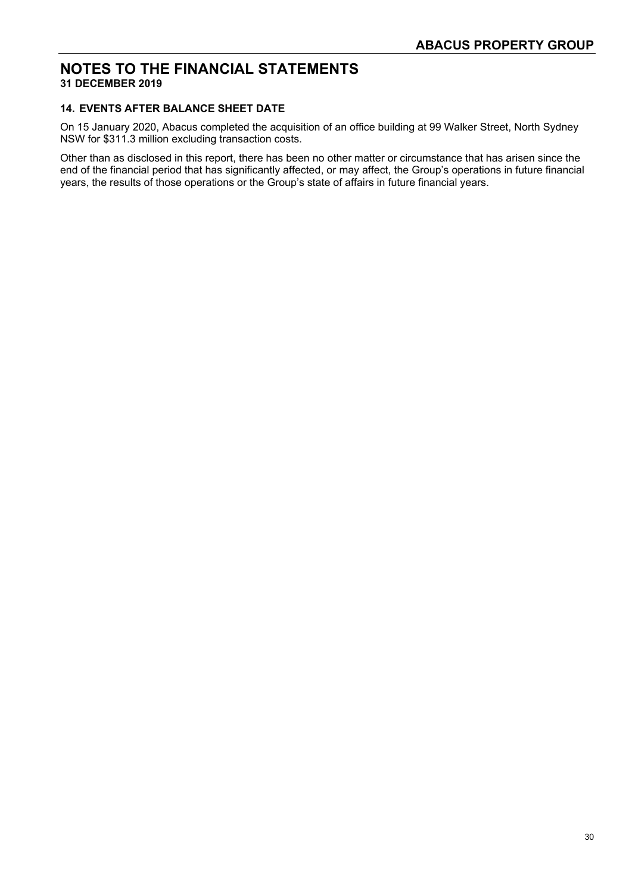# NOTES TO THE FINANCIAL STATEMENTS
**31 DECEMBER 2019**

### 14. EVENTS AFTER BALANCE SHEET DATE

On 15 January 2020, Abacus completed the acquisition of an office building at 99 Walker Street, North Sydney NSW for $311.3 million excluding transaction costs.

Other than as disclosed in this report, there has been no other matter or circumstance that has arisen since the end of the financial period that has significantly affected, or may affect, the Group's operations in future financial years, the results of those operations or the Group's state of affairs in future financial years.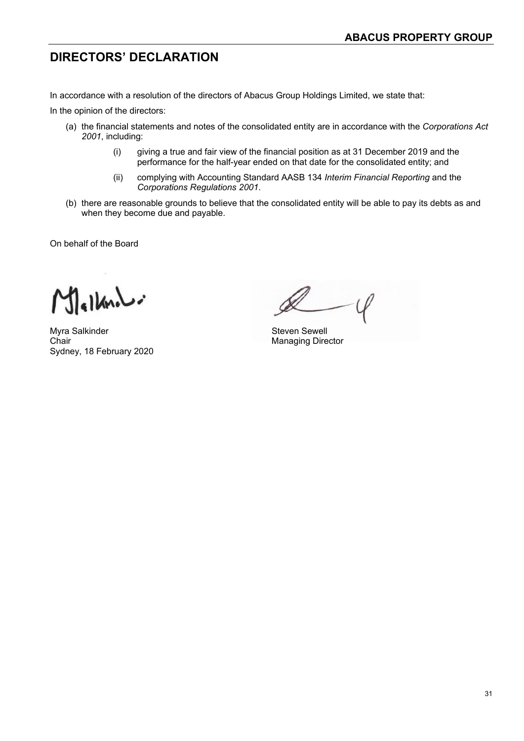# DIRECTORS' DECLARATION

In accordance with a resolution of the directors of Abacus Group Holdings Limited, we state that:

In the opinion of the directors:

(a) the financial statements and notes of the consolidated entity are in accordance with the *Corporations Act 2001*, including:

   (i) giving a true and fair view of the financial position as at 31 December 2019 and the performance for the half-year ended on that date for the consolidated entity; and

   (ii) complying with Accounting Standard AASB 134 *Interim Financial Reporting* and the *Corporations Regulations 2001*.

(b) there are reasonable grounds to believe that the consolidated entity will be able to pay its debts as and when they become due and payable.

On behalf of the Board

Myra Salkinder
Chair
Sydney, 18 February 2020

Steven Sewell
Managing Director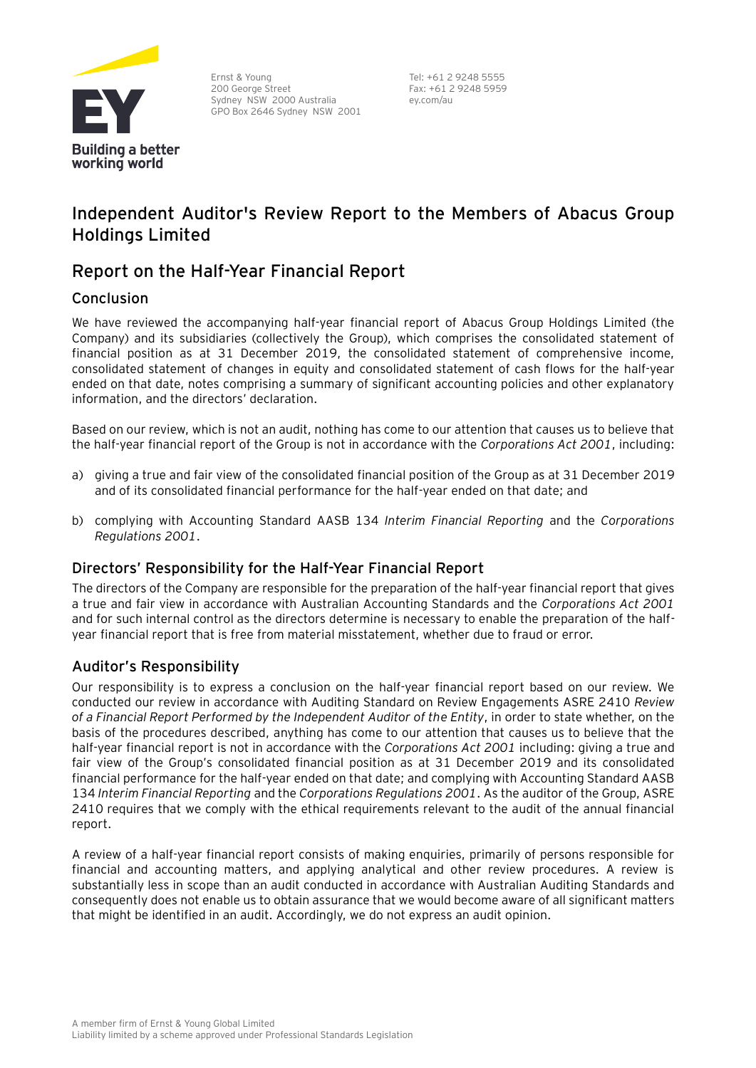Ernst & Young
200 George Street
Sydney NSW 2000 Australia
GPO Box 2646 Sydney NSW 2001

Tel: +61 2 9248 5555
Fax: +61 2 9248 5959
ey.com/au

# Independent Auditor's Review Report to the Members of Abacus Group Holdings Limited

## Report on the Half-Year Financial Report

### Conclusion

We have reviewed the accompanying half-year financial report of Abacus Group Holdings Limited (the Company) and its subsidiaries (collectively the Group), which comprises the consolidated statement of financial position as at 31 December 2019, the consolidated statement of comprehensive income, consolidated statement of changes in equity and consolidated statement of cash flows for the half-year ended on that date, notes comprising a summary of significant accounting policies and other explanatory information, and the directors' declaration.

Based on our review, which is not an audit, nothing has come to our attention that causes us to believe that the half-year financial report of the Group is not in accordance with the *Corporations Act 2001*, including:

a) giving a true and fair view of the consolidated financial position of the Group as at 31 December 2019 and of its consolidated financial performance for the half-year ended on that date; and

b) complying with Accounting Standard AASB 134 *Interim Financial Reporting* and the *Corporations Regulations 2001*.

### Directors' Responsibility for the Half-Year Financial Report

The directors of the Company are responsible for the preparation of the half-year financial report that gives a true and fair view in accordance with Australian Accounting Standards and the *Corporations Act 2001* and for such internal control as the directors determine is necessary to enable the preparation of the half-year financial report that is free from material misstatement, whether due to fraud or error.

### Auditor's Responsibility

Our responsibility is to express a conclusion on the half-year financial report based on our review. We conducted our review in accordance with Auditing Standard on Review Engagements ASRE 2410 *Review of a Financial Report Performed by the Independent Auditor of the Entity*, in order to state whether, on the basis of the procedures described, anything has come to our attention that causes us to believe that the half-year financial report is not in accordance with the *Corporations Act 2001* including: giving a true and fair view of the Group's consolidated financial position as at 31 December 2019 and its consolidated financial performance for the half-year ended on that date; and complying with Accounting Standard AASB 134 *Interim Financial Reporting* and the *Corporations Regulations 2001*. As the auditor of the Group, ASRE 2410 requires that we comply with the ethical requirements relevant to the audit of the annual financial report.

A review of a half-year financial report consists of making enquiries, primarily of persons responsible for financial and accounting matters, and applying analytical and other review procedures. A review is substantially less in scope than an audit conducted in accordance with Australian Auditing Standards and consequently does not enable us to obtain assurance that we would become aware of all significant matters that might be identified in an audit. Accordingly, we do not express an audit opinion.

A member firm of Ernst & Young Global Limited
Liability limited by a scheme approved under Professional Standards Legislation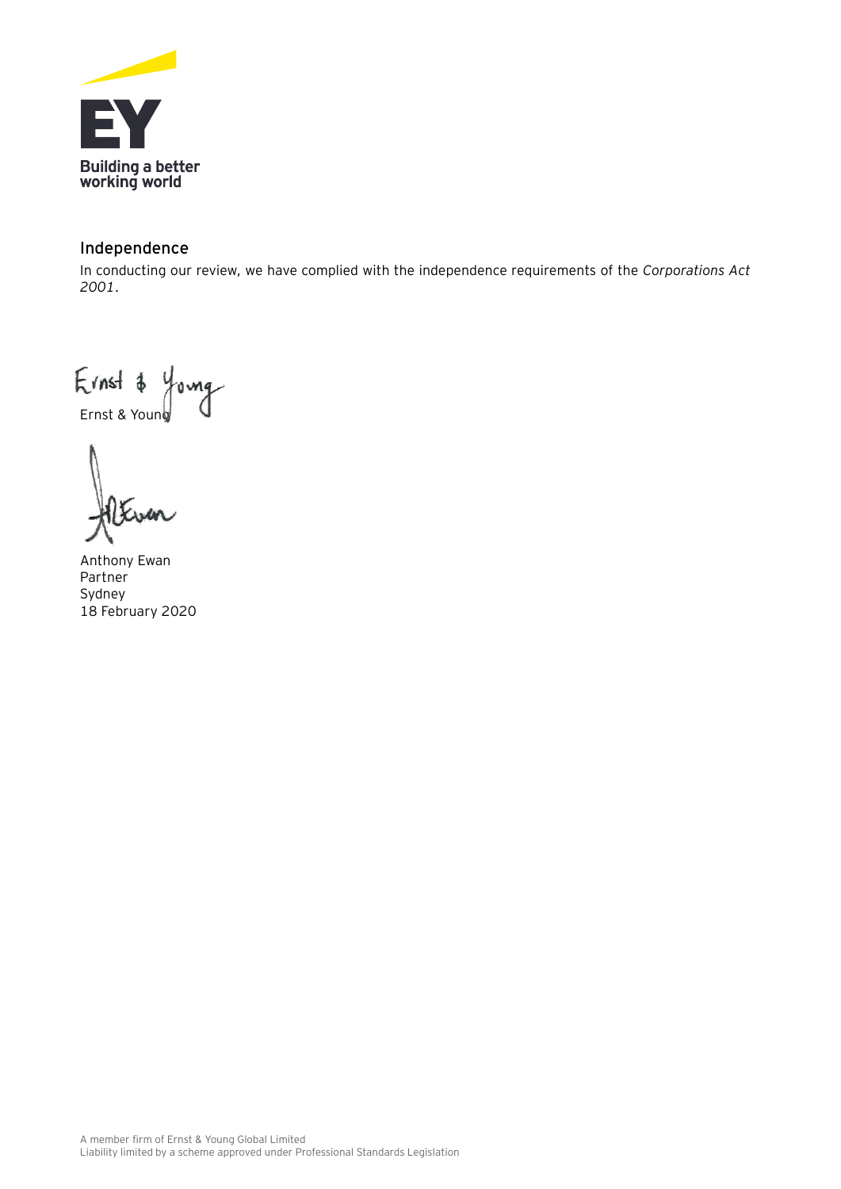## Independence

In conducting our review, we have complied with the independence requirements of the *Corporations Act 2001*.

Ernst & Young

Anthony Ewan
Partner
Sydney
18 February 2020

A member firm of Ernst & Young Global Limited
Liability limited by a scheme approved under Professional Standards Legislation